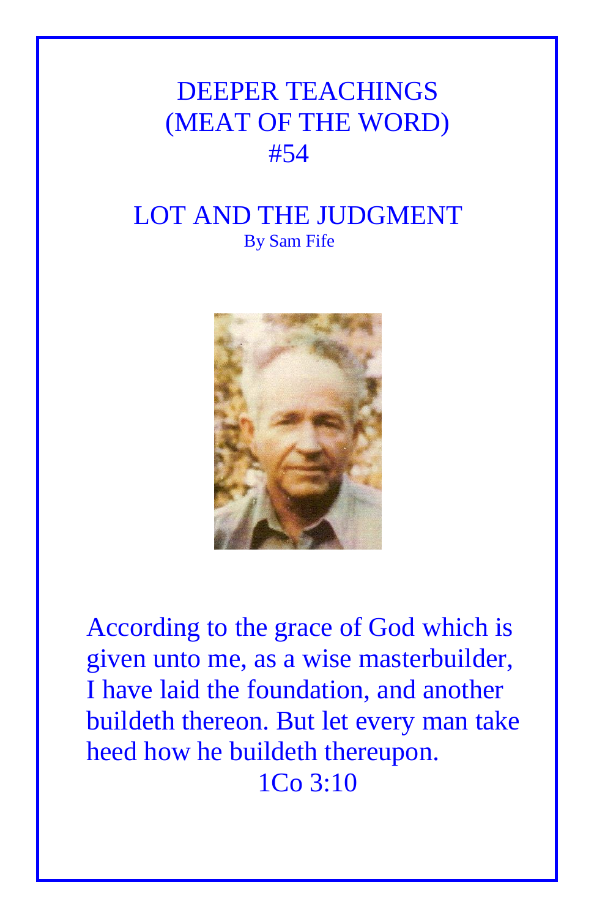# DEEPER TEACHINGS
# (MEAT OF THE WORD)
# #54

## LOT AND THE JUDGMENT

By Sam Fife

According to the grace of God which is given unto me, as a wise masterbuilder, I have laid the foundation, and another buildeth thereon. But let every man take heed how he buildeth thereupon.

1Co 3:10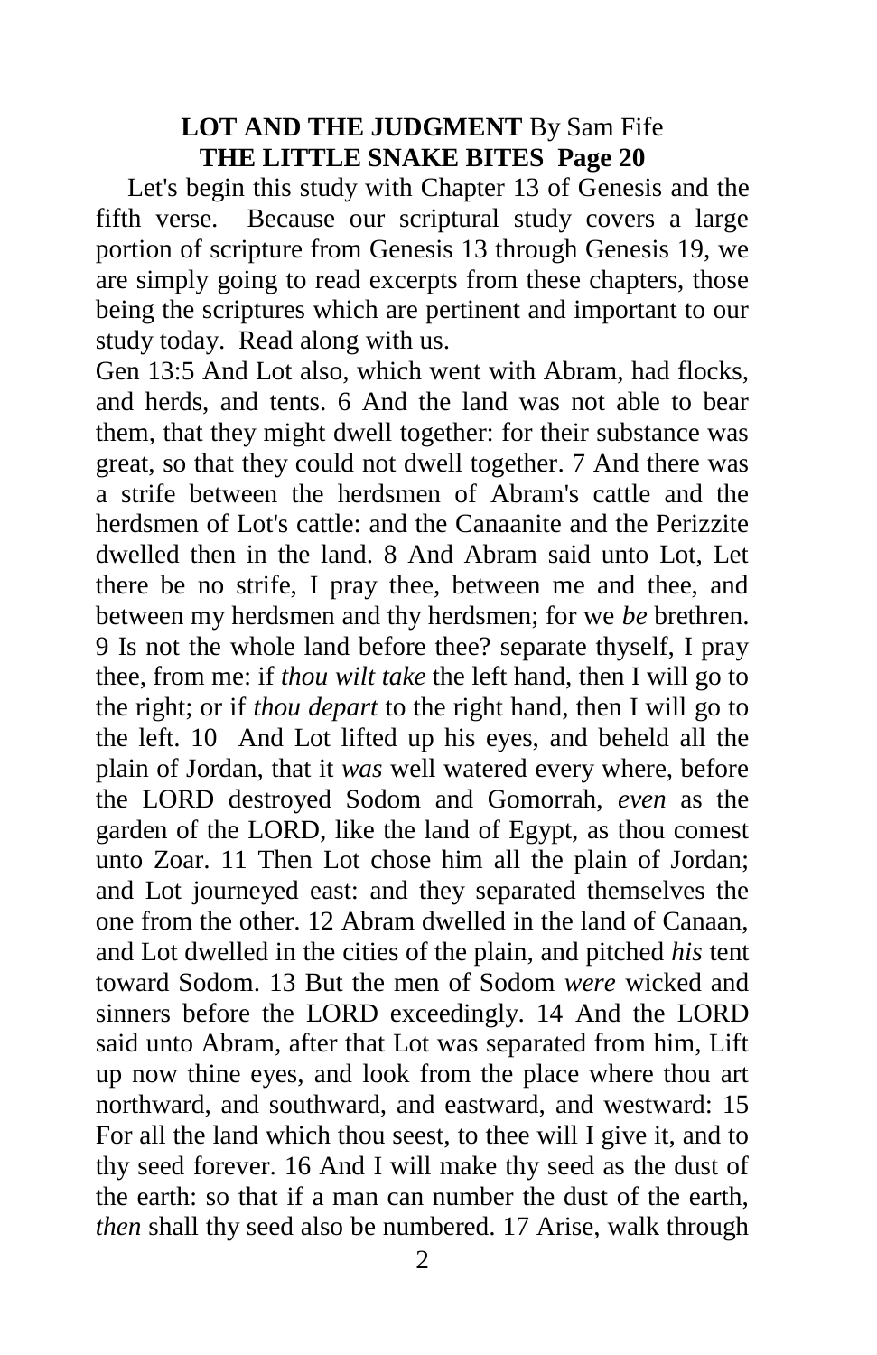**LOT AND THE JUDGMENT** By Sam Fife
**THE LITTLE SNAKE BITES Page 20**

Let's begin this study with Chapter 13 of Genesis and the fifth verse. Because our scriptural study covers a large portion of scripture from Genesis 13 through Genesis 19, we are simply going to read excerpts from these chapters, those being the scriptures which are pertinent and important to our study today. Read along with us.

Gen 13:5 And Lot also, which went with Abram, had flocks, and herds, and tents. 6 And the land was not able to bear them, that they might dwell together: for their substance was great, so that they could not dwell together. 7 And there was a strife between the herdsmen of Abram's cattle and the herdsmen of Lot's cattle: and the Canaanite and the Perizzite dwelled then in the land. 8 And Abram said unto Lot, Let there be no strife, I pray thee, between me and thee, and between my herdsmen and thy herdsmen; for we *be* brethren. 9 Is not the whole land before thee? separate thyself, I pray thee, from me: if *thou wilt take* the left hand, then I will go to the right; or if *thou depart* to the right hand, then I will go to the left. 10 And Lot lifted up his eyes, and beheld all the plain of Jordan, that it *was* well watered every where, before the LORD destroyed Sodom and Gomorrah, *even* as the garden of the LORD, like the land of Egypt, as thou comest unto Zoar. 11 Then Lot chose him all the plain of Jordan; and Lot journeyed east: and they separated themselves the one from the other. 12 Abram dwelled in the land of Canaan, and Lot dwelled in the cities of the plain, and pitched *his* tent toward Sodom. 13 But the men of Sodom *were* wicked and sinners before the LORD exceedingly. 14 And the LORD said unto Abram, after that Lot was separated from him, Lift up now thine eyes, and look from the place where thou art northward, and southward, and eastward, and westward: 15 For all the land which thou seest, to thee will I give it, and to thy seed forever. 16 And I will make thy seed as the dust of the earth: so that if a man can number the dust of the earth, *then* shall thy seed also be numbered. 17 Arise, walk through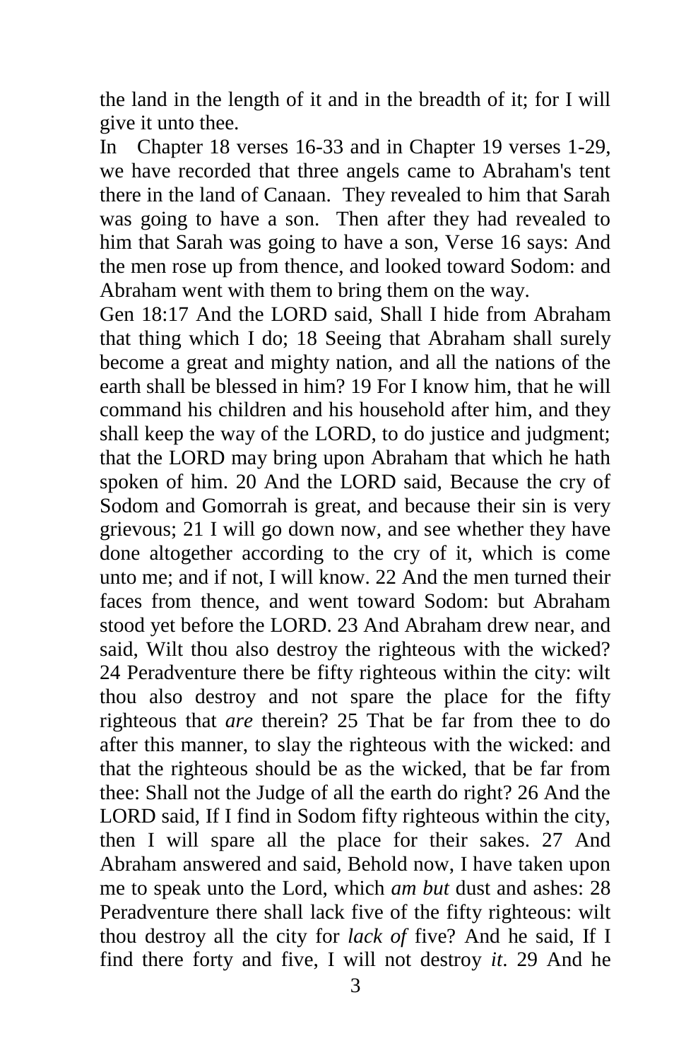the land in the length of it and in the breadth of it; for I will give it unto thee.

In Chapter 18 verses 16-33 and in Chapter 19 verses 1-29, we have recorded that three angels came to Abraham's tent there in the land of Canaan. They revealed to him that Sarah was going to have a son. Then after they had revealed to him that Sarah was going to have a son, Verse 16 says: And the men rose up from thence, and looked toward Sodom: and Abraham went with them to bring them on the way.

Gen 18:17 And the LORD said, Shall I hide from Abraham that thing which I do; 18 Seeing that Abraham shall surely become a great and mighty nation, and all the nations of the earth shall be blessed in him? 19 For I know him, that he will command his children and his household after him, and they shall keep the way of the LORD, to do justice and judgment; that the LORD may bring upon Abraham that which he hath spoken of him. 20 And the LORD said, Because the cry of Sodom and Gomorrah is great, and because their sin is very grievous; 21 I will go down now, and see whether they have done altogether according to the cry of it, which is come unto me; and if not, I will know. 22 And the men turned their faces from thence, and went toward Sodom: but Abraham stood yet before the LORD. 23 And Abraham drew near, and said, Wilt thou also destroy the righteous with the wicked? 24 Peradventure there be fifty righteous within the city: wilt thou also destroy and not spare the place for the fifty righteous that *are* therein? 25 That be far from thee to do after this manner, to slay the righteous with the wicked: and that the righteous should be as the wicked, that be far from thee: Shall not the Judge of all the earth do right? 26 And the LORD said, If I find in Sodom fifty righteous within the city, then I will spare all the place for their sakes. 27 And Abraham answered and said, Behold now, I have taken upon me to speak unto the Lord, which *am but* dust and ashes: 28 Peradventure there shall lack five of the fifty righteous: wilt thou destroy all the city for *lack of* five? And he said, If I find there forty and five, I will not destroy *it*. 29 And he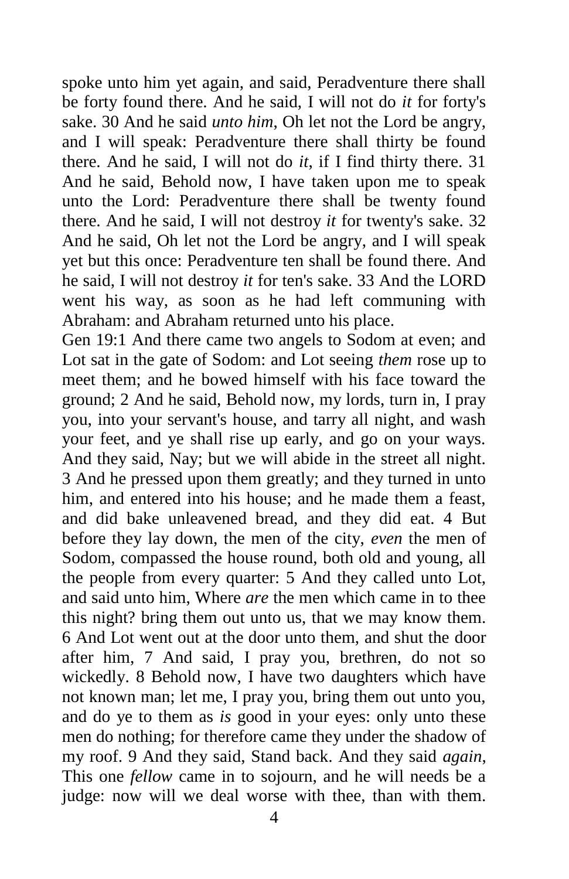spoke unto him yet again, and said, Peradventure there shall be forty found there. And he said, I will not do *it* for forty's sake. 30 And he said *unto him*, Oh let not the Lord be angry, and I will speak: Peradventure there shall thirty be found there. And he said, I will not do *it*, if I find thirty there. 31 And he said, Behold now, I have taken upon me to speak unto the Lord: Peradventure there shall be twenty found there. And he said, I will not destroy *it* for twenty's sake. 32 And he said, Oh let not the Lord be angry, and I will speak yet but this once: Peradventure ten shall be found there. And he said, I will not destroy *it* for ten's sake. 33 And the LORD went his way, as soon as he had left communing with Abraham: and Abraham returned unto his place.

Gen 19:1 And there came two angels to Sodom at even; and Lot sat in the gate of Sodom: and Lot seeing *them* rose up to meet them; and he bowed himself with his face toward the ground; 2 And he said, Behold now, my lords, turn in, I pray you, into your servant's house, and tarry all night, and wash your feet, and ye shall rise up early, and go on your ways. And they said, Nay; but we will abide in the street all night. 3 And he pressed upon them greatly; and they turned in unto him, and entered into his house; and he made them a feast, and did bake unleavened bread, and they did eat. 4 But before they lay down, the men of the city, *even* the men of Sodom, compassed the house round, both old and young, all the people from every quarter: 5 And they called unto Lot, and said unto him, Where *are* the men which came in to thee this night? bring them out unto us, that we may know them. 6 And Lot went out at the door unto them, and shut the door after him, 7 And said, I pray you, brethren, do not so wickedly. 8 Behold now, I have two daughters which have not known man; let me, I pray you, bring them out unto you, and do ye to them as *is* good in your eyes: only unto these men do nothing; for therefore came they under the shadow of my roof. 9 And they said, Stand back. And they said *again*, This one *fellow* came in to sojourn, and he will needs be a judge: now will we deal worse with thee, than with them.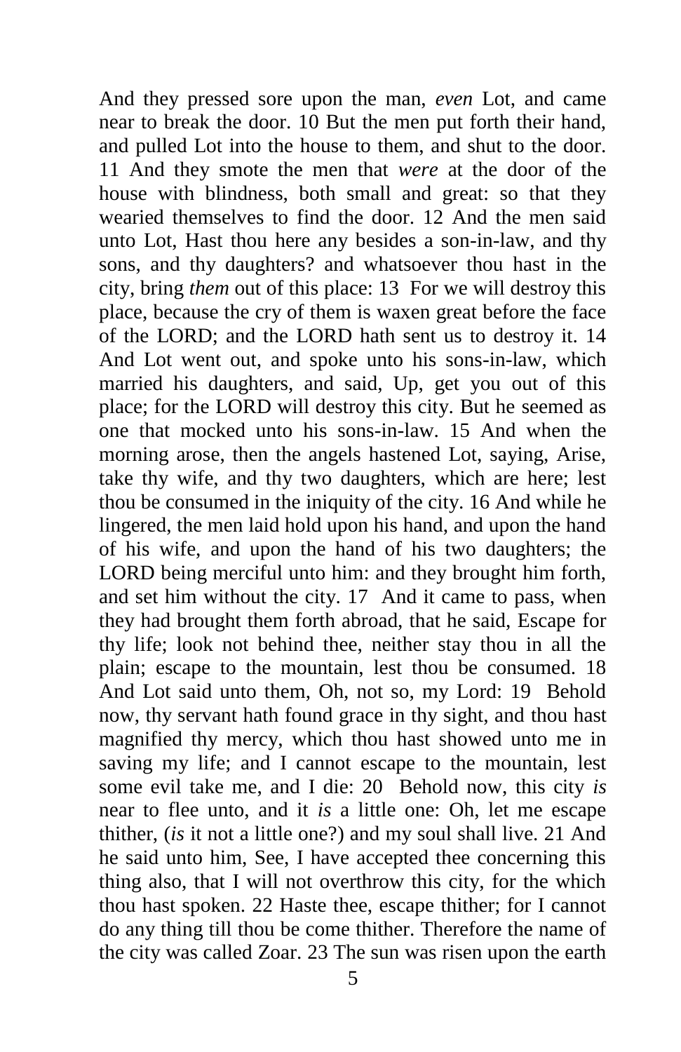And they pressed sore upon the man, *even* Lot, and came near to break the door. 10 But the men put forth their hand, and pulled Lot into the house to them, and shut to the door. 11 And they smote the men that *were* at the door of the house with blindness, both small and great: so that they wearied themselves to find the door. 12 And the men said unto Lot, Hast thou here any besides a son-in-law, and thy sons, and thy daughters? and whatsoever thou hast in the city, bring *them* out of this place: 13 For we will destroy this place, because the cry of them is waxen great before the face of the LORD; and the LORD hath sent us to destroy it. 14 And Lot went out, and spoke unto his sons-in-law, which married his daughters, and said, Up, get you out of this place; for the LORD will destroy this city. But he seemed as one that mocked unto his sons-in-law. 15 And when the morning arose, then the angels hastened Lot, saying, Arise, take thy wife, and thy two daughters, which are here; lest thou be consumed in the iniquity of the city. 16 And while he lingered, the men laid hold upon his hand, and upon the hand of his wife, and upon the hand of his two daughters; the LORD being merciful unto him: and they brought him forth, and set him without the city. 17 And it came to pass, when they had brought them forth abroad, that he said, Escape for thy life; look not behind thee, neither stay thou in all the plain; escape to the mountain, lest thou be consumed. 18 And Lot said unto them, Oh, not so, my Lord: 19 Behold now, thy servant hath found grace in thy sight, and thou hast magnified thy mercy, which thou hast showed unto me in saving my life; and I cannot escape to the mountain, lest some evil take me, and I die: 20 Behold now, this city *is* near to flee unto, and it *is* a little one: Oh, let me escape thither, (*is* it not a little one?) and my soul shall live. 21 And he said unto him, See, I have accepted thee concerning this thing also, that I will not overthrow this city, for the which thou hast spoken. 22 Haste thee, escape thither; for I cannot do any thing till thou be come thither. Therefore the name of the city was called Zoar. 23 The sun was risen upon the earth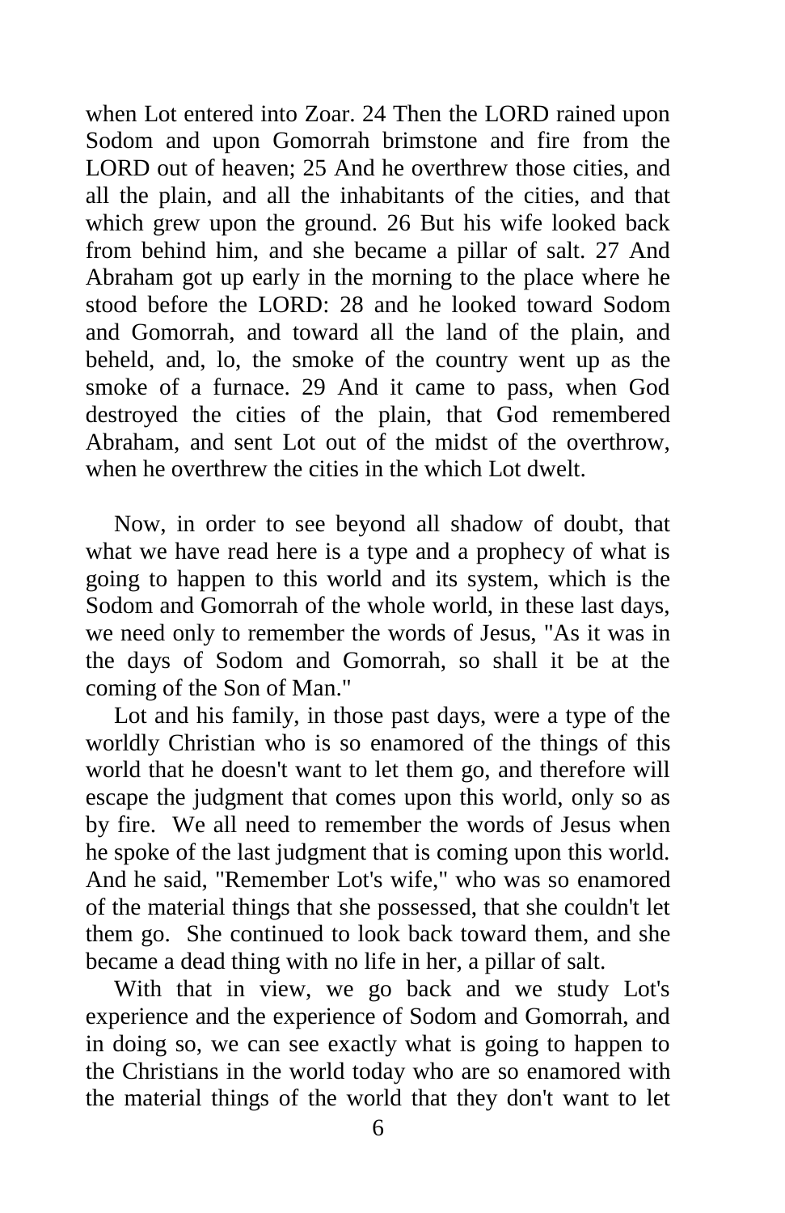when Lot entered into Zoar. 24 Then the LORD rained upon Sodom and upon Gomorrah brimstone and fire from the LORD out of heaven; 25 And he overthrew those cities, and all the plain, and all the inhabitants of the cities, and that which grew upon the ground. 26 But his wife looked back from behind him, and she became a pillar of salt. 27 And Abraham got up early in the morning to the place where he stood before the LORD: 28 and he looked toward Sodom and Gomorrah, and toward all the land of the plain, and beheld, and, lo, the smoke of the country went up as the smoke of a furnace. 29 And it came to pass, when God destroyed the cities of the plain, that God remembered Abraham, and sent Lot out of the midst of the overthrow, when he overthrew the cities in the which Lot dwelt.

Now, in order to see beyond all shadow of doubt, that what we have read here is a type and a prophecy of what is going to happen to this world and its system, which is the Sodom and Gomorrah of the whole world, in these last days, we need only to remember the words of Jesus, "As it was in the days of Sodom and Gomorrah, so shall it be at the coming of the Son of Man."

Lot and his family, in those past days, were a type of the worldly Christian who is so enamored of the things of this world that he doesn't want to let them go, and therefore will escape the judgment that comes upon this world, only so as by fire. We all need to remember the words of Jesus when he spoke of the last judgment that is coming upon this world. And he said, "Remember Lot's wife," who was so enamored of the material things that she possessed, that she couldn't let them go. She continued to look back toward them, and she became a dead thing with no life in her, a pillar of salt.

With that in view, we go back and we study Lot's experience and the experience of Sodom and Gomorrah, and in doing so, we can see exactly what is going to happen to the Christians in the world today who are so enamored with the material things of the world that they don't want to let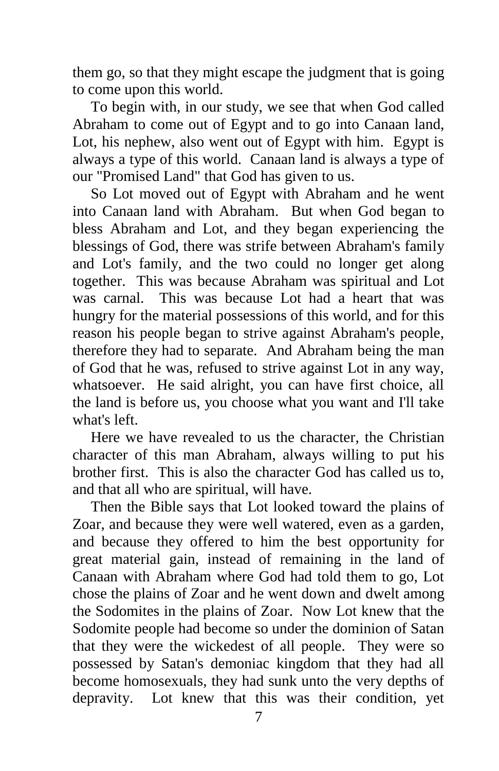them go, so that they might escape the judgment that is going to come upon this world.

To begin with, in our study, we see that when God called Abraham to come out of Egypt and to go into Canaan land, Lot, his nephew, also went out of Egypt with him. Egypt is always a type of this world. Canaan land is always a type of our "Promised Land" that God has given to us.

So Lot moved out of Egypt with Abraham and he went into Canaan land with Abraham. But when God began to bless Abraham and Lot, and they began experiencing the blessings of God, there was strife between Abraham's family and Lot's family, and the two could no longer get along together. This was because Abraham was spiritual and Lot was carnal. This was because Lot had a heart that was hungry for the material possessions of this world, and for this reason his people began to strive against Abraham's people, therefore they had to separate. And Abraham being the man of God that he was, refused to strive against Lot in any way, whatsoever. He said alright, you can have first choice, all the land is before us, you choose what you want and I'll take what's left.

Here we have revealed to us the character, the Christian character of this man Abraham, always willing to put his brother first. This is also the character God has called us to, and that all who are spiritual, will have.

Then the Bible says that Lot looked toward the plains of Zoar, and because they were well watered, even as a garden, and because they offered to him the best opportunity for great material gain, instead of remaining in the land of Canaan with Abraham where God had told them to go, Lot chose the plains of Zoar and he went down and dwelt among the Sodomites in the plains of Zoar. Now Lot knew that the Sodomite people had become so under the dominion of Satan that they were the wickedest of all people. They were so possessed by Satan's demoniac kingdom that they had all become homosexuals, they had sunk unto the very depths of depravity. Lot knew that this was their condition, yet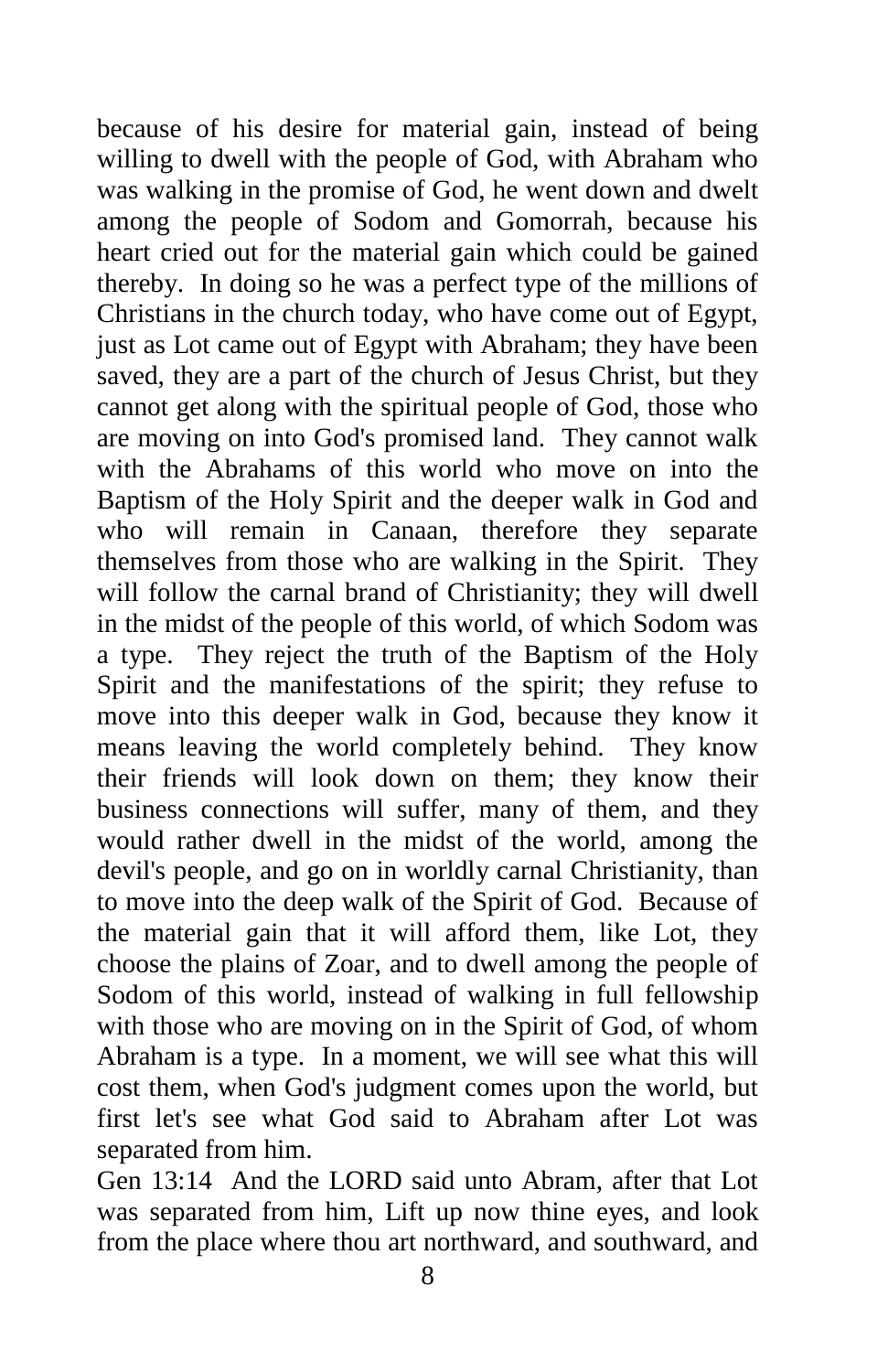because of his desire for material gain, instead of being willing to dwell with the people of God, with Abraham who was walking in the promise of God, he went down and dwelt among the people of Sodom and Gomorrah, because his heart cried out for the material gain which could be gained thereby. In doing so he was a perfect type of the millions of Christians in the church today, who have come out of Egypt, just as Lot came out of Egypt with Abraham; they have been saved, they are a part of the church of Jesus Christ, but they cannot get along with the spiritual people of God, those who are moving on into God's promised land. They cannot walk with the Abrahams of this world who move on into the Baptism of the Holy Spirit and the deeper walk in God and who will remain in Canaan, therefore they separate themselves from those who are walking in the Spirit. They will follow the carnal brand of Christianity; they will dwell in the midst of the people of this world, of which Sodom was a type. They reject the truth of the Baptism of the Holy Spirit and the manifestations of the spirit; they refuse to move into this deeper walk in God, because they know it means leaving the world completely behind. They know their friends will look down on them; they know their business connections will suffer, many of them, and they would rather dwell in the midst of the world, among the devil's people, and go on in worldly carnal Christianity, than to move into the deep walk of the Spirit of God. Because of the material gain that it will afford them, like Lot, they choose the plains of Zoar, and to dwell among the people of Sodom of this world, instead of walking in full fellowship with those who are moving on in the Spirit of God, of whom Abraham is a type. In a moment, we will see what this will cost them, when God's judgment comes upon the world, but first let's see what God said to Abraham after Lot was separated from him.

Gen 13:14 And the LORD said unto Abram, after that Lot was separated from him, Lift up now thine eyes, and look from the place where thou art northward, and southward, and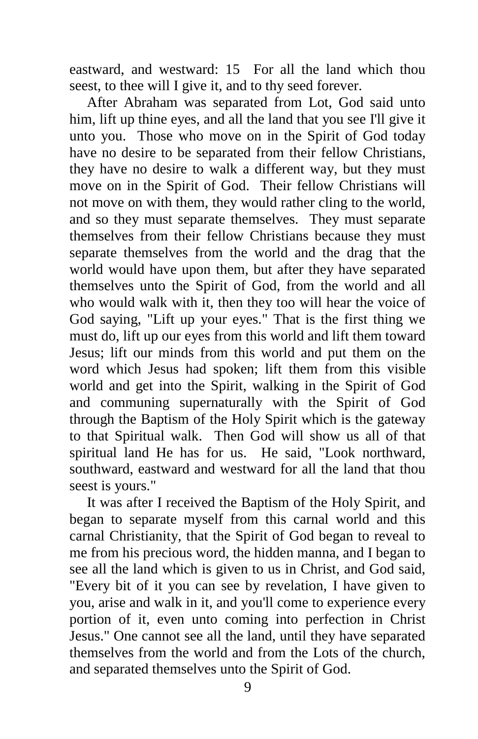eastward, and westward: 15 For all the land which thou seest, to thee will I give it, and to thy seed forever.

After Abraham was separated from Lot, God said unto him, lift up thine eyes, and all the land that you see I'll give it unto you. Those who move on in the Spirit of God today have no desire to be separated from their fellow Christians, they have no desire to walk a different way, but they must move on in the Spirit of God. Their fellow Christians will not move on with them, they would rather cling to the world, and so they must separate themselves. They must separate themselves from their fellow Christians because they must separate themselves from the world and the drag that the world would have upon them, but after they have separated themselves unto the Spirit of God, from the world and all who would walk with it, then they too will hear the voice of God saying, "Lift up your eyes." That is the first thing we must do, lift up our eyes from this world and lift them toward Jesus; lift our minds from this world and put them on the word which Jesus had spoken; lift them from this visible world and get into the Spirit, walking in the Spirit of God and communing supernaturally with the Spirit of God through the Baptism of the Holy Spirit which is the gateway to that Spiritual walk. Then God will show us all of that spiritual land He has for us. He said, "Look northward, southward, eastward and westward for all the land that thou seest is yours."

It was after I received the Baptism of the Holy Spirit, and began to separate myself from this carnal world and this carnal Christianity, that the Spirit of God began to reveal to me from his precious word, the hidden manna, and I began to see all the land which is given to us in Christ, and God said, "Every bit of it you can see by revelation, I have given to you, arise and walk in it, and you'll come to experience every portion of it, even unto coming into perfection in Christ Jesus." One cannot see all the land, until they have separated themselves from the world and from the Lots of the church, and separated themselves unto the Spirit of God.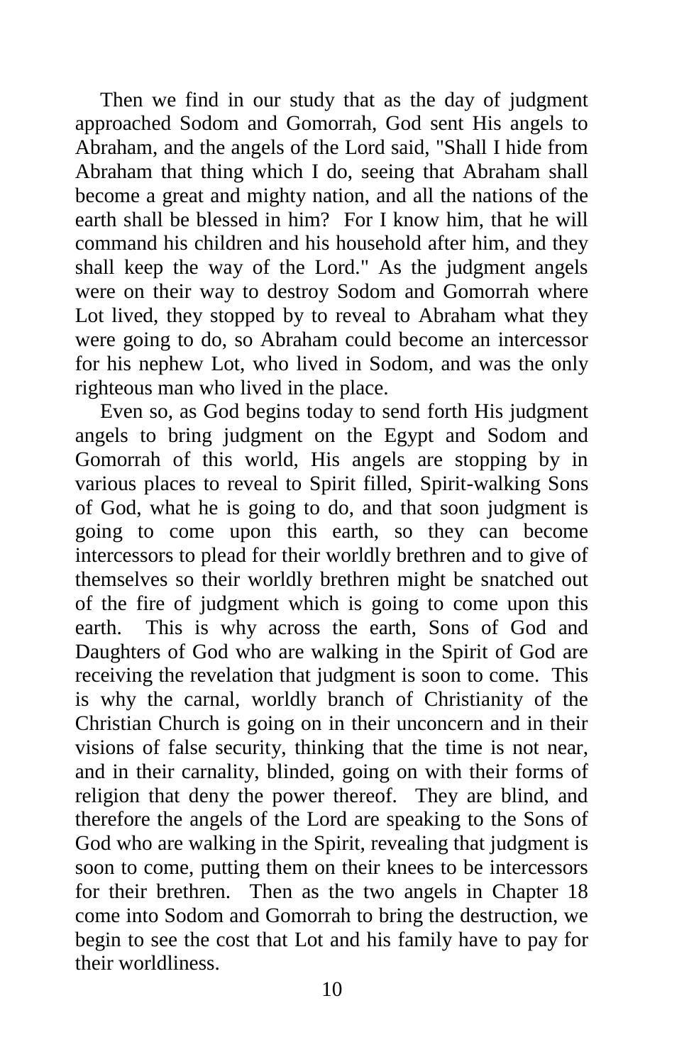Then we find in our study that as the day of judgment approached Sodom and Gomorrah, God sent His angels to Abraham, and the angels of the Lord said, "Shall I hide from Abraham that thing which I do, seeing that Abraham shall become a great and mighty nation, and all the nations of the earth shall be blessed in him? For I know him, that he will command his children and his household after him, and they shall keep the way of the Lord." As the judgment angels were on their way to destroy Sodom and Gomorrah where Lot lived, they stopped by to reveal to Abraham what they were going to do, so Abraham could become an intercessor for his nephew Lot, who lived in Sodom, and was the only righteous man who lived in the place.

Even so, as God begins today to send forth His judgment angels to bring judgment on the Egypt and Sodom and Gomorrah of this world, His angels are stopping by in various places to reveal to Spirit filled, Spirit-walking Sons of God, what he is going to do, and that soon judgment is going to come upon this earth, so they can become intercessors to plead for their worldly brethren and to give of themselves so their worldly brethren might be snatched out of the fire of judgment which is going to come upon this earth. This is why across the earth, Sons of God and Daughters of God who are walking in the Spirit of God are receiving the revelation that judgment is soon to come. This is why the carnal, worldly branch of Christianity of the Christian Church is going on in their unconcern and in their visions of false security, thinking that the time is not near, and in their carnality, blinded, going on with their forms of religion that deny the power thereof. They are blind, and therefore the angels of the Lord are speaking to the Sons of God who are walking in the Spirit, revealing that judgment is soon to come, putting them on their knees to be intercessors for their brethren. Then as the two angels in Chapter 18 come into Sodom and Gomorrah to bring the destruction, we begin to see the cost that Lot and his family have to pay for their worldliness.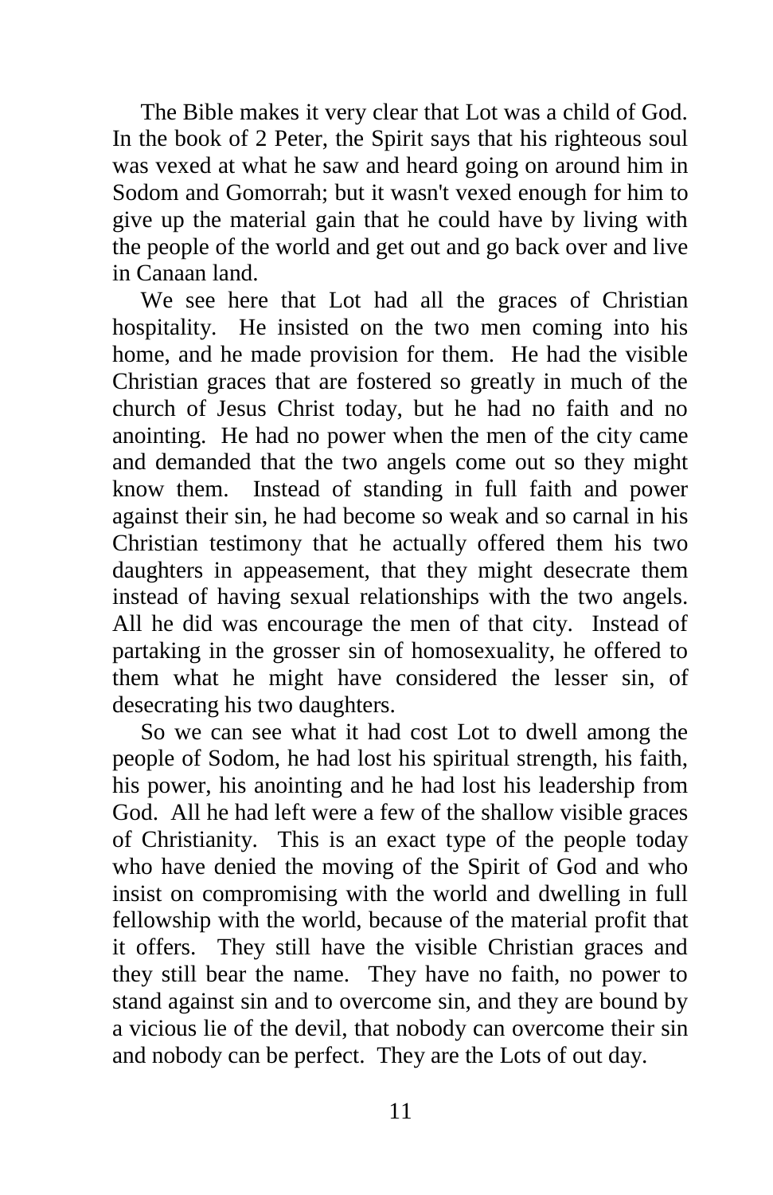The Bible makes it very clear that Lot was a child of God. In the book of 2 Peter, the Spirit says that his righteous soul was vexed at what he saw and heard going on around him in Sodom and Gomorrah; but it wasn't vexed enough for him to give up the material gain that he could have by living with the people of the world and get out and go back over and live in Canaan land.

We see here that Lot had all the graces of Christian hospitality. He insisted on the two men coming into his home, and he made provision for them. He had the visible Christian graces that are fostered so greatly in much of the church of Jesus Christ today, but he had no faith and no anointing. He had no power when the men of the city came and demanded that the two angels come out so they might know them. Instead of standing in full faith and power against their sin, he had become so weak and so carnal in his Christian testimony that he actually offered them his two daughters in appeasement, that they might desecrate them instead of having sexual relationships with the two angels. All he did was encourage the men of that city. Instead of partaking in the grosser sin of homosexuality, he offered to them what he might have considered the lesser sin, of desecrating his two daughters.

So we can see what it had cost Lot to dwell among the people of Sodom, he had lost his spiritual strength, his faith, his power, his anointing and he had lost his leadership from God. All he had left were a few of the shallow visible graces of Christianity. This is an exact type of the people today who have denied the moving of the Spirit of God and who insist on compromising with the world and dwelling in full fellowship with the world, because of the material profit that it offers. They still have the visible Christian graces and they still bear the name. They have no faith, no power to stand against sin and to overcome sin, and they are bound by a vicious lie of the devil, that nobody can overcome their sin and nobody can be perfect. They are the Lots of out day.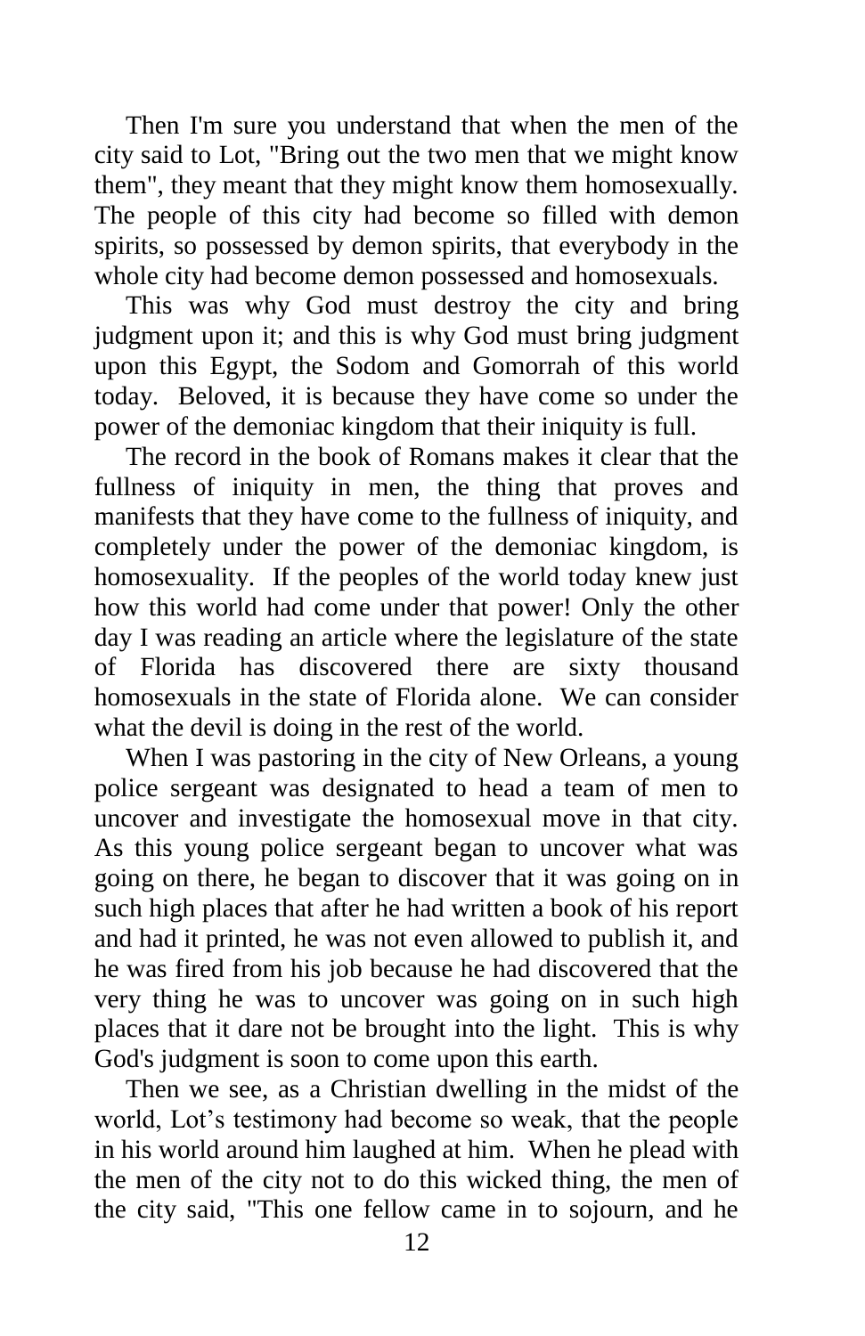Then I'm sure you understand that when the men of the city said to Lot, "Bring out the two men that we might know them", they meant that they might know them homosexually. The people of this city had become so filled with demon spirits, so possessed by demon spirits, that everybody in the whole city had become demon possessed and homosexuals.

This was why God must destroy the city and bring judgment upon it; and this is why God must bring judgment upon this Egypt, the Sodom and Gomorrah of this world today. Beloved, it is because they have come so under the power of the demoniac kingdom that their iniquity is full.

The record in the book of Romans makes it clear that the fullness of iniquity in men, the thing that proves and manifests that they have come to the fullness of iniquity, and completely under the power of the demoniac kingdom, is homosexuality. If the peoples of the world today knew just how this world had come under that power! Only the other day I was reading an article where the legislature of the state of Florida has discovered there are sixty thousand homosexuals in the state of Florida alone. We can consider what the devil is doing in the rest of the world.

When I was pastoring in the city of New Orleans, a young police sergeant was designated to head a team of men to uncover and investigate the homosexual move in that city. As this young police sergeant began to uncover what was going on there, he began to discover that it was going on in such high places that after he had written a book of his report and had it printed, he was not even allowed to publish it, and he was fired from his job because he had discovered that the very thing he was to uncover was going on in such high places that it dare not be brought into the light. This is why God's judgment is soon to come upon this earth.

Then we see, as a Christian dwelling in the midst of the world, Lot's testimony had become so weak, that the people in his world around him laughed at him. When he plead with the men of the city not to do this wicked thing, the men of the city said, "This one fellow came in to sojourn, and he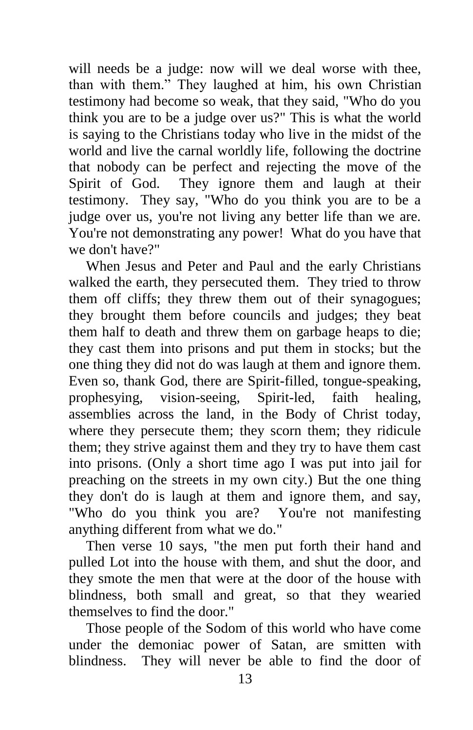will needs be a judge: now will we deal worse with thee, than with them." They laughed at him, his own Christian testimony had become so weak, that they said, "Who do you think you are to be a judge over us?" This is what the world is saying to the Christians today who live in the midst of the world and live the carnal worldly life, following the doctrine that nobody can be perfect and rejecting the move of the Spirit of God. They ignore them and laugh at their testimony. They say, "Who do you think you are to be a judge over us, you're not living any better life than we are. You're not demonstrating any power! What do you have that we don't have?"

When Jesus and Peter and Paul and the early Christians walked the earth, they persecuted them. They tried to throw them off cliffs; they threw them out of their synagogues; they brought them before councils and judges; they beat them half to death and threw them on garbage heaps to die; they cast them into prisons and put them in stocks; but the one thing they did not do was laugh at them and ignore them. Even so, thank God, there are Spirit-filled, tongue-speaking, prophesying, vision-seeing, Spirit-led, faith healing, assemblies across the land, in the Body of Christ today, where they persecute them; they scorn them; they ridicule them; they strive against them and they try to have them cast into prisons. (Only a short time ago I was put into jail for preaching on the streets in my own city.) But the one thing they don't do is laugh at them and ignore them, and say, "Who do you think you are? You're not manifesting anything different from what we do."

Then verse 10 says, "the men put forth their hand and pulled Lot into the house with them, and shut the door, and they smote the men that were at the door of the house with blindness, both small and great, so that they wearied themselves to find the door."

Those people of the Sodom of this world who have come under the demoniac power of Satan, are smitten with blindness. They will never be able to find the door of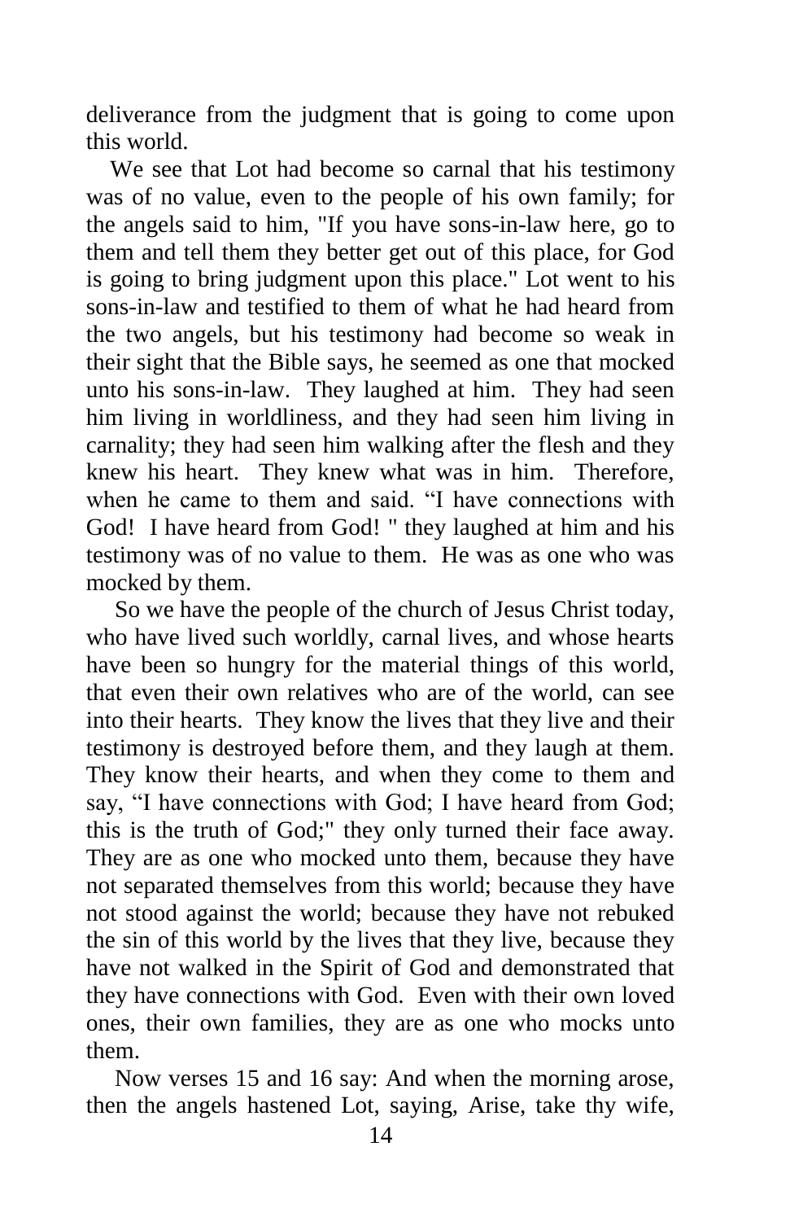deliverance from the judgment that is going to come upon this world.

We see that Lot had become so carnal that his testimony was of no value, even to the people of his own family; for the angels said to him, "If you have sons-in-law here, go to them and tell them they better get out of this place, for God is going to bring judgment upon this place." Lot went to his sons-in-law and testified to them of what he had heard from the two angels, but his testimony had become so weak in their sight that the Bible says, he seemed as one that mocked unto his sons-in-law. They laughed at him. They had seen him living in worldliness, and they had seen him living in carnality; they had seen him walking after the flesh and they knew his heart. They knew what was in him. Therefore, when he came to them and said. “I have connections with God! I have heard from God! " they laughed at him and his testimony was of no value to them. He was as one who was mocked by them.

So we have the people of the church of Jesus Christ today, who have lived such worldly, carnal lives, and whose hearts have been so hungry for the material things of this world, that even their own relatives who are of the world, can see into their hearts. They know the lives that they live and their testimony is destroyed before them, and they laugh at them. They know their hearts, and when they come to them and say, “I have connections with God; I have heard from God; this is the truth of God;" they only turned their face away. They are as one who mocked unto them, because they have not separated themselves from this world; because they have not stood against the world; because they have not rebuked the sin of this world by the lives that they live, because they have not walked in the Spirit of God and demonstrated that they have connections with God. Even with their own loved ones, their own families, they are as one who mocks unto them.

Now verses 15 and 16 say: And when the morning arose, then the angels hastened Lot, saying, Arise, take thy wife,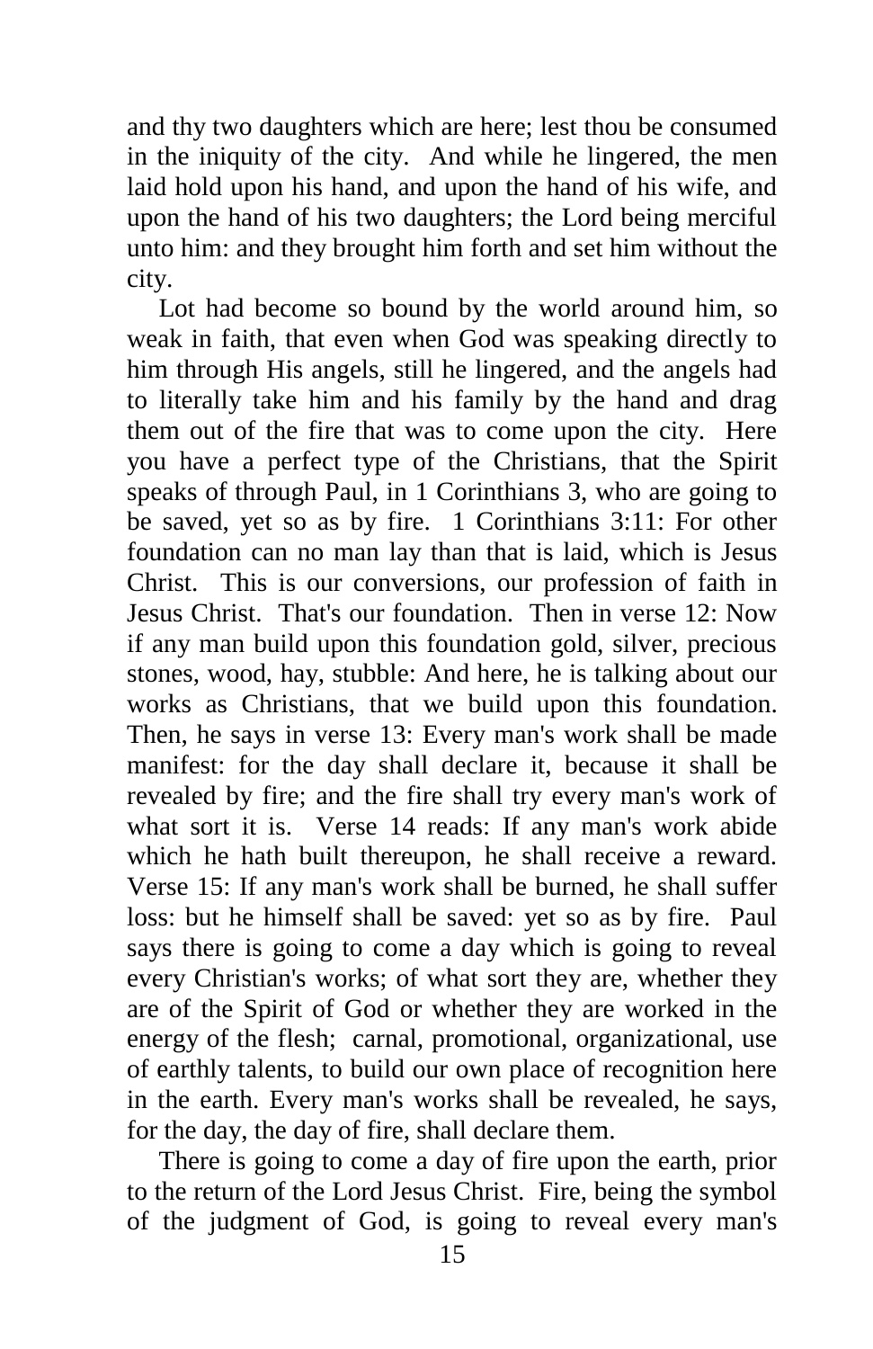and thy two daughters which are here; lest thou be consumed in the iniquity of the city. And while he lingered, the men laid hold upon his hand, and upon the hand of his wife, and upon the hand of his two daughters; the Lord being merciful unto him: and they brought him forth and set him without the city.

Lot had become so bound by the world around him, so weak in faith, that even when God was speaking directly to him through His angels, still he lingered, and the angels had to literally take him and his family by the hand and drag them out of the fire that was to come upon the city. Here you have a perfect type of the Christians, that the Spirit speaks of through Paul, in 1 Corinthians 3, who are going to be saved, yet so as by fire. 1 Corinthians 3:11: For other foundation can no man lay than that is laid, which is Jesus Christ. This is our conversions, our profession of faith in Jesus Christ. That's our foundation. Then in verse 12: Now if any man build upon this foundation gold, silver, precious stones, wood, hay, stubble: And here, he is talking about our works as Christians, that we build upon this foundation. Then, he says in verse 13: Every man's work shall be made manifest: for the day shall declare it, because it shall be revealed by fire; and the fire shall try every man's work of what sort it is. Verse 14 reads: If any man's work abide which he hath built thereupon, he shall receive a reward. Verse 15: If any man's work shall be burned, he shall suffer loss: but he himself shall be saved: yet so as by fire. Paul says there is going to come a day which is going to reveal every Christian's works; of what sort they are, whether they are of the Spirit of God or whether they are worked in the energy of the flesh; carnal, promotional, organizational, use of earthly talents, to build our own place of recognition here in the earth. Every man's works shall be revealed, he says, for the day, the day of fire, shall declare them.

There is going to come a day of fire upon the earth, prior to the return of the Lord Jesus Christ. Fire, being the symbol of the judgment of God, is going to reveal every man's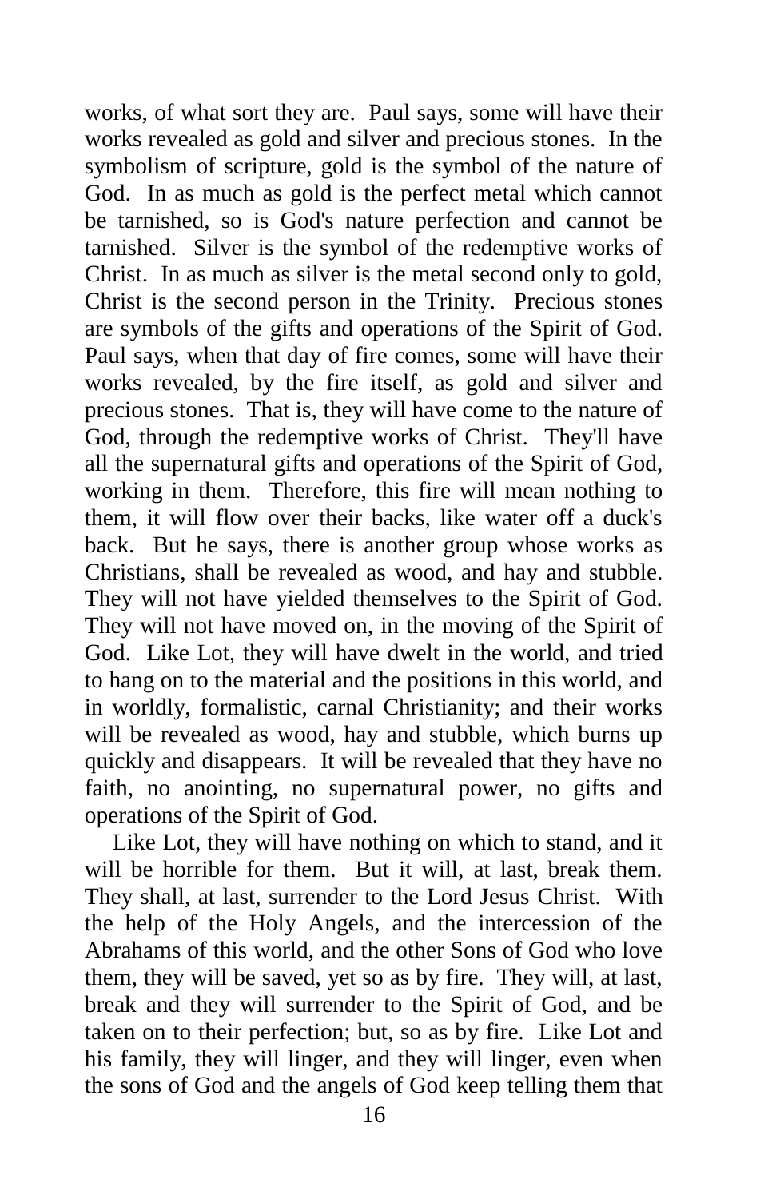works, of what sort they are. Paul says, some will have their works revealed as gold and silver and precious stones. In the symbolism of scripture, gold is the symbol of the nature of God. In as much as gold is the perfect metal which cannot be tarnished, so is God's nature perfection and cannot be tarnished. Silver is the symbol of the redemptive works of Christ. In as much as silver is the metal second only to gold, Christ is the second person in the Trinity. Precious stones are symbols of the gifts and operations of the Spirit of God. Paul says, when that day of fire comes, some will have their works revealed, by the fire itself, as gold and silver and precious stones. That is, they will have come to the nature of God, through the redemptive works of Christ. They'll have all the supernatural gifts and operations of the Spirit of God, working in them. Therefore, this fire will mean nothing to them, it will flow over their backs, like water off a duck's back. But he says, there is another group whose works as Christians, shall be revealed as wood, and hay and stubble. They will not have yielded themselves to the Spirit of God. They will not have moved on, in the moving of the Spirit of God. Like Lot, they will have dwelt in the world, and tried to hang on to the material and the positions in this world, and in worldly, formalistic, carnal Christianity; and their works will be revealed as wood, hay and stubble, which burns up quickly and disappears. It will be revealed that they have no faith, no anointing, no supernatural power, no gifts and operations of the Spirit of God.

Like Lot, they will have nothing on which to stand, and it will be horrible for them. But it will, at last, break them. They shall, at last, surrender to the Lord Jesus Christ. With the help of the Holy Angels, and the intercession of the Abrahams of this world, and the other Sons of God who love them, they will be saved, yet so as by fire. They will, at last, break and they will surrender to the Spirit of God, and be taken on to their perfection; but, so as by fire. Like Lot and his family, they will linger, and they will linger, even when the sons of God and the angels of God keep telling them that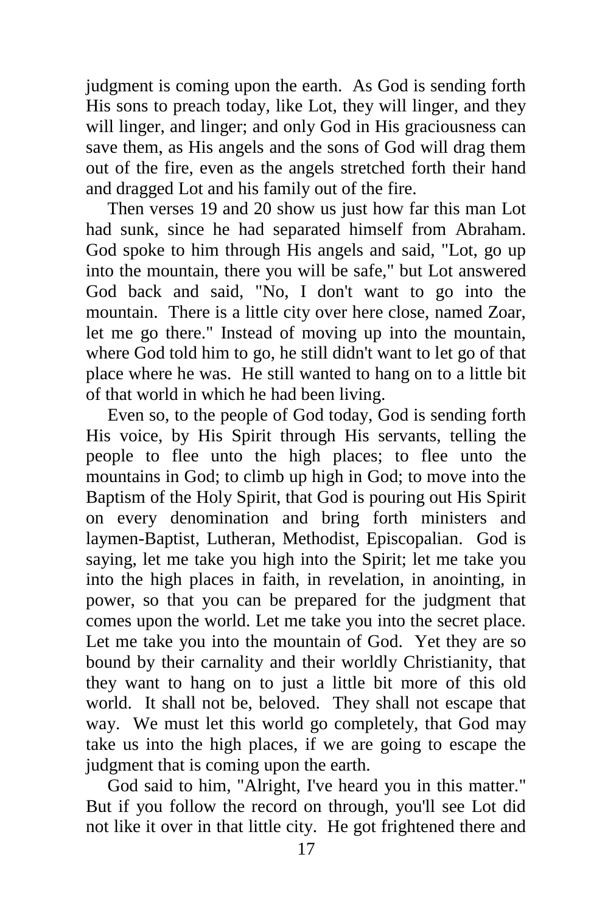judgment is coming upon the earth. As God is sending forth His sons to preach today, like Lot, they will linger, and they will linger, and linger; and only God in His graciousness can save them, as His angels and the sons of God will drag them out of the fire, even as the angels stretched forth their hand and dragged Lot and his family out of the fire.

Then verses 19 and 20 show us just how far this man Lot had sunk, since he had separated himself from Abraham. God spoke to him through His angels and said, "Lot, go up into the mountain, there you will be safe," but Lot answered God back and said, "No, I don't want to go into the mountain. There is a little city over here close, named Zoar, let me go there." Instead of moving up into the mountain, where God told him to go, he still didn't want to let go of that place where he was. He still wanted to hang on to a little bit of that world in which he had been living.

Even so, to the people of God today, God is sending forth His voice, by His Spirit through His servants, telling the people to flee unto the high places; to flee unto the mountains in God; to climb up high in God; to move into the Baptism of the Holy Spirit, that God is pouring out His Spirit on every denomination and bring forth ministers and laymen-Baptist, Lutheran, Methodist, Episcopalian. God is saying, let me take you high into the Spirit; let me take you into the high places in faith, in revelation, in anointing, in power, so that you can be prepared for the judgment that comes upon the world. Let me take you into the secret place. Let me take you into the mountain of God. Yet they are so bound by their carnality and their worldly Christianity, that they want to hang on to just a little bit more of this old world. It shall not be, beloved. They shall not escape that way. We must let this world go completely, that God may take us into the high places, if we are going to escape the judgment that is coming upon the earth.

God said to him, "Alright, I've heard you in this matter." But if you follow the record on through, you'll see Lot did not like it over in that little city. He got frightened there and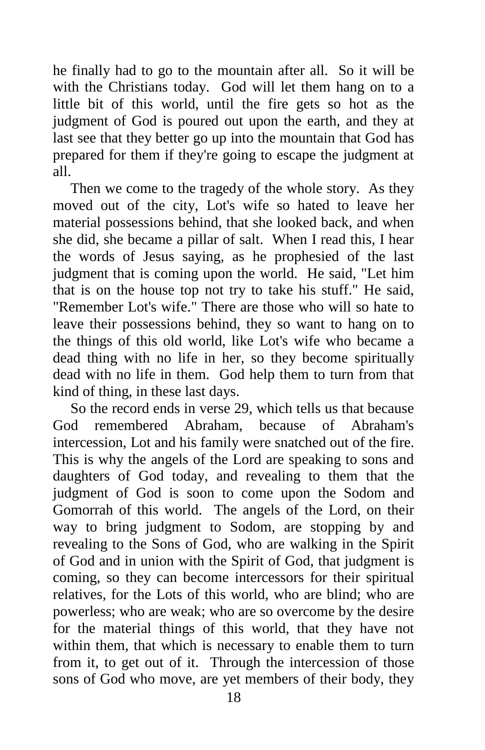he finally had to go to the mountain after all. So it will be with the Christians today. God will let them hang on to a little bit of this world, until the fire gets so hot as the judgment of God is poured out upon the earth, and they at last see that they better go up into the mountain that God has prepared for them if they're going to escape the judgment at all.

Then we come to the tragedy of the whole story. As they moved out of the city, Lot's wife so hated to leave her material possessions behind, that she looked back, and when she did, she became a pillar of salt. When I read this, I hear the words of Jesus saying, as he prophesied of the last judgment that is coming upon the world. He said, "Let him that is on the house top not try to take his stuff." He said, "Remember Lot's wife." There are those who will so hate to leave their possessions behind, they so want to hang on to the things of this old world, like Lot's wife who became a dead thing with no life in her, so they become spiritually dead with no life in them. God help them to turn from that kind of thing, in these last days.

So the record ends in verse 29, which tells us that because God remembered Abraham, because of Abraham's intercession, Lot and his family were snatched out of the fire. This is why the angels of the Lord are speaking to sons and daughters of God today, and revealing to them that the judgment of God is soon to come upon the Sodom and Gomorrah of this world. The angels of the Lord, on their way to bring judgment to Sodom, are stopping by and revealing to the Sons of God, who are walking in the Spirit of God and in union with the Spirit of God, that judgment is coming, so they can become intercessors for their spiritual relatives, for the Lots of this world, who are blind; who are powerless; who are weak; who are so overcome by the desire for the material things of this world, that they have not within them, that which is necessary to enable them to turn from it, to get out of it. Through the intercession of those sons of God who move, are yet members of their body, they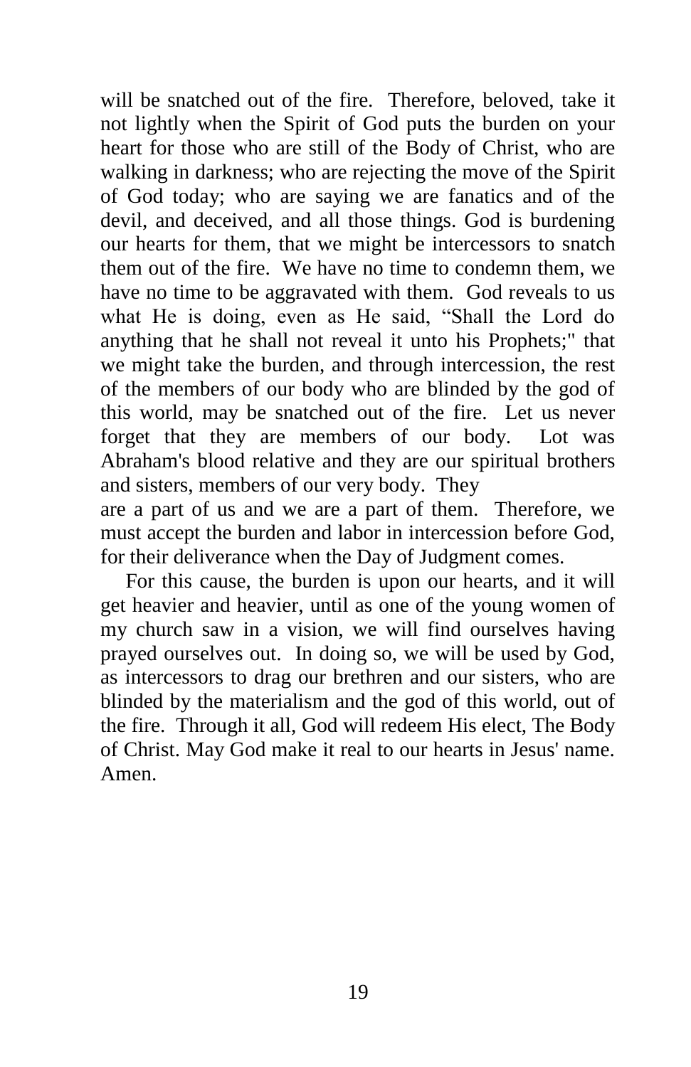will be snatched out of the fire. Therefore, beloved, take it not lightly when the Spirit of God puts the burden on your heart for those who are still of the Body of Christ, who are walking in darkness; who are rejecting the move of the Spirit of God today; who are saying we are fanatics and of the devil, and deceived, and all those things. God is burdening our hearts for them, that we might be intercessors to snatch them out of the fire. We have no time to condemn them, we have no time to be aggravated with them. God reveals to us what He is doing, even as He said, "Shall the Lord do anything that he shall not reveal it unto his Prophets;" that we might take the burden, and through intercession, the rest of the members of our body who are blinded by the god of this world, may be snatched out of the fire. Let us never forget that they are members of our body. Lot was Abraham's blood relative and they are our spiritual brothers and sisters, members of our very body. They are a part of us and we are a part of them. Therefore, we must accept the burden and labor in intercession before God, for their deliverance when the Day of Judgment comes.

For this cause, the burden is upon our hearts, and it will get heavier and heavier, until as one of the young women of my church saw in a vision, we will find ourselves having prayed ourselves out. In doing so, we will be used by God, as intercessors to drag our brethren and our sisters, who are blinded by the materialism and the god of this world, out of the fire. Through it all, God will redeem His elect, The Body of Christ. May God make it real to our hearts in Jesus' name. Amen.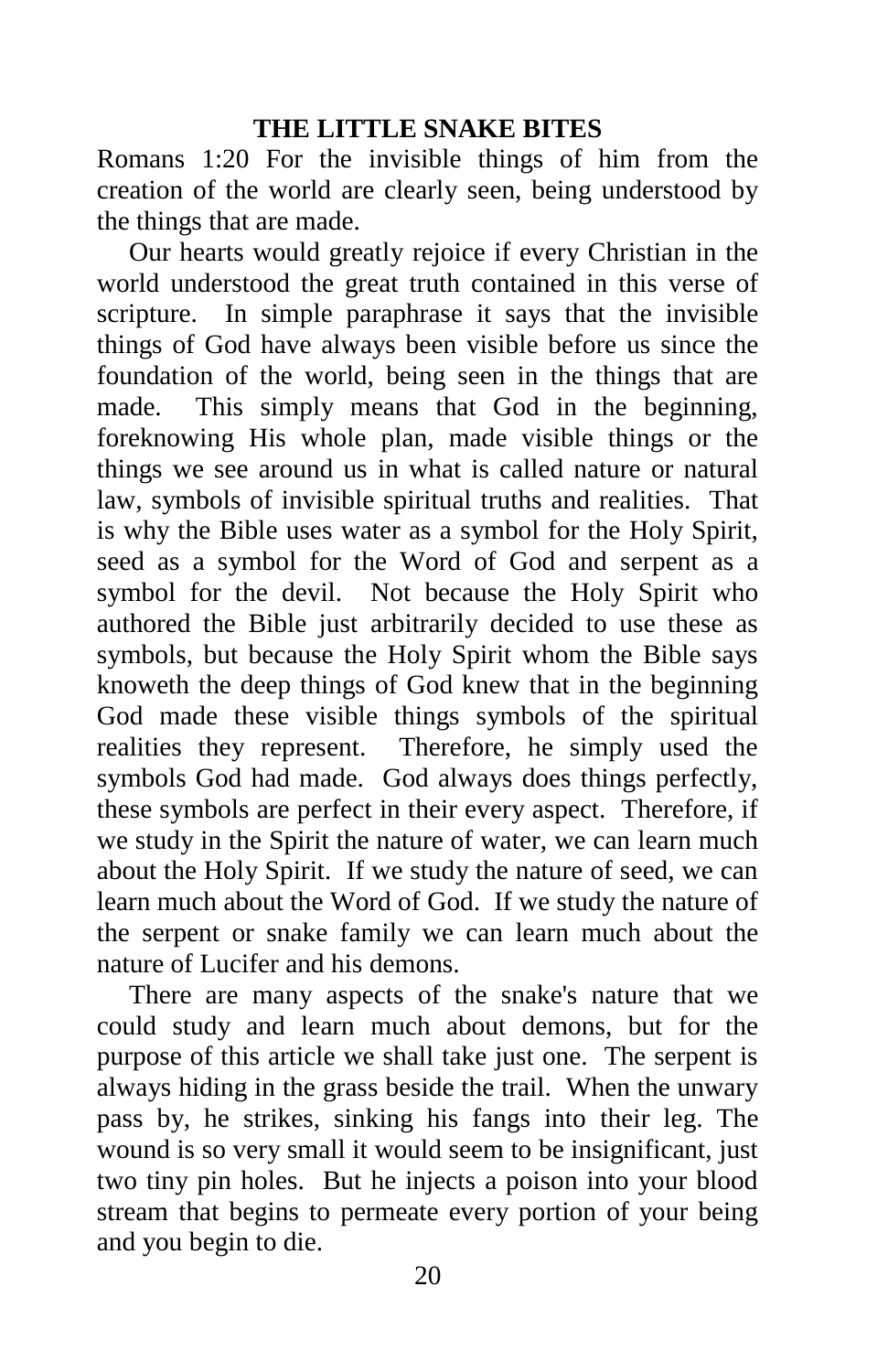## THE LITTLE SNAKE BITES

Romans 1:20 For the invisible things of him from the creation of the world are clearly seen, being understood by the things that are made.

Our hearts would greatly rejoice if every Christian in the world understood the great truth contained in this verse of scripture. In simple paraphrase it says that the invisible things of God have always been visible before us since the foundation of the world, being seen in the things that are made. This simply means that God in the beginning, foreknowing His whole plan, made visible things or the things we see around us in what is called nature or natural law, symbols of invisible spiritual truths and realities. That is why the Bible uses water as a symbol for the Holy Spirit, seed as a symbol for the Word of God and serpent as a symbol for the devil. Not because the Holy Spirit who authored the Bible just arbitrarily decided to use these as symbols, but because the Holy Spirit whom the Bible says knoweth the deep things of God knew that in the beginning God made these visible things symbols of the spiritual realities they represent. Therefore, he simply used the symbols God had made. God always does things perfectly, these symbols are perfect in their every aspect. Therefore, if we study in the Spirit the nature of water, we can learn much about the Holy Spirit. If we study the nature of seed, we can learn much about the Word of God. If we study the nature of the serpent or snake family we can learn much about the nature of Lucifer and his demons.

There are many aspects of the snake's nature that we could study and learn much about demons, but for the purpose of this article we shall take just one. The serpent is always hiding in the grass beside the trail. When the unwary pass by, he strikes, sinking his fangs into their leg. The wound is so very small it would seem to be insignificant, just two tiny pin holes. But he injects a poison into your blood stream that begins to permeate every portion of your being and you begin to die.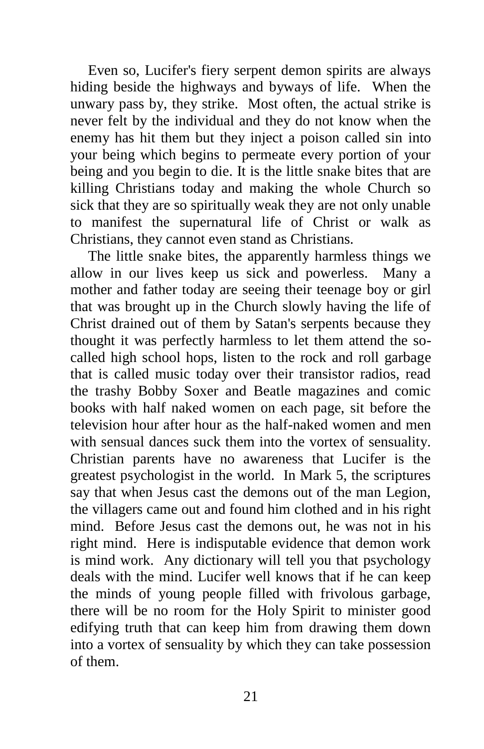Even so, Lucifer's fiery serpent demon spirits are always hiding beside the highways and byways of life. When the unwary pass by, they strike. Most often, the actual strike is never felt by the individual and they do not know when the enemy has hit them but they inject a poison called sin into your being which begins to permeate every portion of your being and you begin to die. It is the little snake bites that are killing Christians today and making the whole Church so sick that they are so spiritually weak they are not only unable to manifest the supernatural life of Christ or walk as Christians, they cannot even stand as Christians.

The little snake bites, the apparently harmless things we allow in our lives keep us sick and powerless. Many a mother and father today are seeing their teenage boy or girl that was brought up in the Church slowly having the life of Christ drained out of them by Satan's serpents because they thought it was perfectly harmless to let them attend the so-called high school hops, listen to the rock and roll garbage that is called music today over their transistor radios, read the trashy Bobby Soxer and Beatle magazines and comic books with half naked women on each page, sit before the television hour after hour as the half-naked women and men with sensual dances suck them into the vortex of sensuality. Christian parents have no awareness that Lucifer is the greatest psychologist in the world. In Mark 5, the scriptures say that when Jesus cast the demons out of the man Legion, the villagers came out and found him clothed and in his right mind. Before Jesus cast the demons out, he was not in his right mind. Here is indisputable evidence that demon work is mind work. Any dictionary will tell you that psychology deals with the mind. Lucifer well knows that if he can keep the minds of young people filled with frivolous garbage, there will be no room for the Holy Spirit to minister good edifying truth that can keep him from drawing them down into a vortex of sensuality by which they can take possession of them.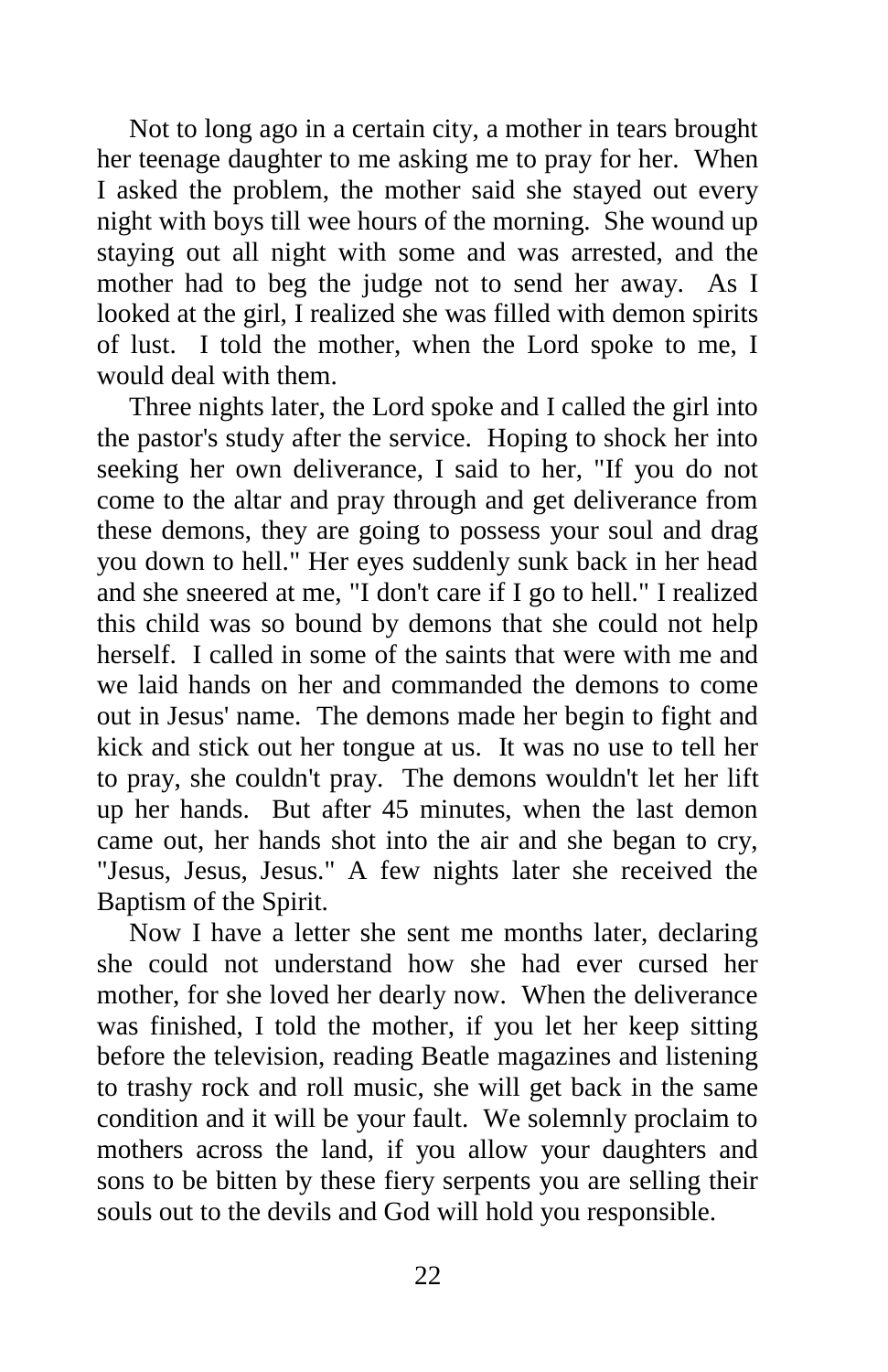Not to long ago in a certain city, a mother in tears brought her teenage daughter to me asking me to pray for her. When I asked the problem, the mother said she stayed out every night with boys till wee hours of the morning. She wound up staying out all night with some and was arrested, and the mother had to beg the judge not to send her away. As I looked at the girl, I realized she was filled with demon spirits of lust. I told the mother, when the Lord spoke to me, I would deal with them.

Three nights later, the Lord spoke and I called the girl into the pastor's study after the service. Hoping to shock her into seeking her own deliverance, I said to her, "If you do not come to the altar and pray through and get deliverance from these demons, they are going to possess your soul and drag you down to hell." Her eyes suddenly sunk back in her head and she sneered at me, "I don't care if I go to hell." I realized this child was so bound by demons that she could not help herself. I called in some of the saints that were with me and we laid hands on her and commanded the demons to come out in Jesus' name. The demons made her begin to fight and kick and stick out her tongue at us. It was no use to tell her to pray, she couldn't pray. The demons wouldn't let her lift up her hands. But after 45 minutes, when the last demon came out, her hands shot into the air and she began to cry, "Jesus, Jesus, Jesus." A few nights later she received the Baptism of the Spirit.

Now I have a letter she sent me months later, declaring she could not understand how she had ever cursed her mother, for she loved her dearly now. When the deliverance was finished, I told the mother, if you let her keep sitting before the television, reading Beatle magazines and listening to trashy rock and roll music, she will get back in the same condition and it will be your fault. We solemnly proclaim to mothers across the land, if you allow your daughters and sons to be bitten by these fiery serpents you are selling their souls out to the devils and God will hold you responsible.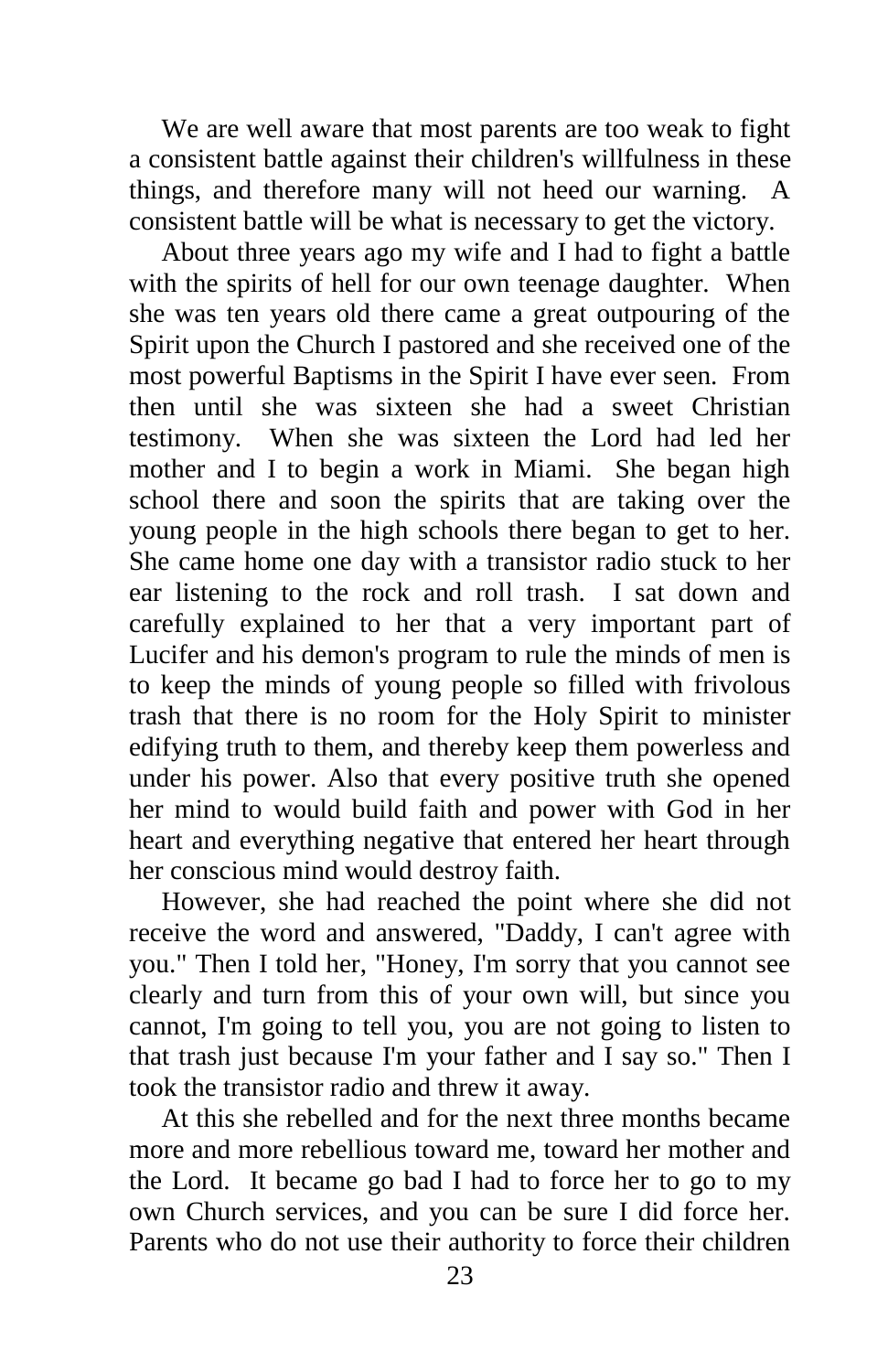We are well aware that most parents are too weak to fight a consistent battle against their children's willfulness in these things, and therefore many will not heed our warning. A consistent battle will be what is necessary to get the victory.

About three years ago my wife and I had to fight a battle with the spirits of hell for our own teenage daughter. When she was ten years old there came a great outpouring of the Spirit upon the Church I pastored and she received one of the most powerful Baptisms in the Spirit I have ever seen. From then until she was sixteen she had a sweet Christian testimony. When she was sixteen the Lord had led her mother and I to begin a work in Miami. She began high school there and soon the spirits that are taking over the young people in the high schools there began to get to her. She came home one day with a transistor radio stuck to her ear listening to the rock and roll trash. I sat down and carefully explained to her that a very important part of Lucifer and his demon's program to rule the minds of men is to keep the minds of young people so filled with frivolous trash that there is no room for the Holy Spirit to minister edifying truth to them, and thereby keep them powerless and under his power. Also that every positive truth she opened her mind to would build faith and power with God in her heart and everything negative that entered her heart through her conscious mind would destroy faith.

However, she had reached the point where she did not receive the word and answered, "Daddy, I can't agree with you." Then I told her, "Honey, I'm sorry that you cannot see clearly and turn from this of your own will, but since you cannot, I'm going to tell you, you are not going to listen to that trash just because I'm your father and I say so." Then I took the transistor radio and threw it away.

At this she rebelled and for the next three months became more and more rebellious toward me, toward her mother and the Lord. It became go bad I had to force her to go to my own Church services, and you can be sure I did force her. Parents who do not use their authority to force their children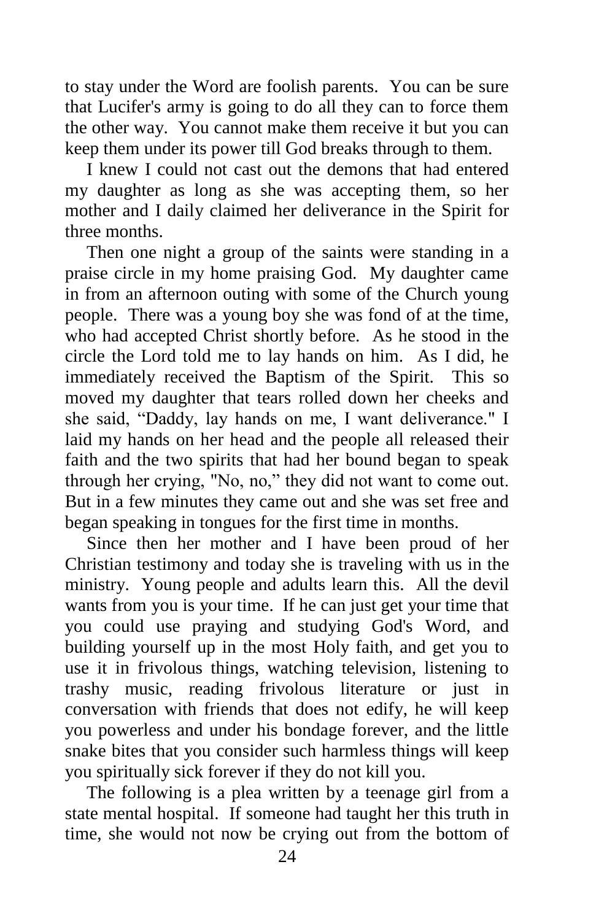to stay under the Word are foolish parents. You can be sure that Lucifer's army is going to do all they can to force them the other way. You cannot make them receive it but you can keep them under its power till God breaks through to them.

I knew I could not cast out the demons that had entered my daughter as long as she was accepting them, so her mother and I daily claimed her deliverance in the Spirit for three months.

Then one night a group of the saints were standing in a praise circle in my home praising God. My daughter came in from an afternoon outing with some of the Church young people. There was a young boy she was fond of at the time, who had accepted Christ shortly before. As he stood in the circle the Lord told me to lay hands on him. As I did, he immediately received the Baptism of the Spirit. This so moved my daughter that tears rolled down her cheeks and she said, "Daddy, lay hands on me, I want deliverance." I laid my hands on her head and the people all released their faith and the two spirits that had her bound began to speak through her crying, "No, no," they did not want to come out. But in a few minutes they came out and she was set free and began speaking in tongues for the first time in months.

Since then her mother and I have been proud of her Christian testimony and today she is traveling with us in the ministry. Young people and adults learn this. All the devil wants from you is your time. If he can just get your time that you could use praying and studying God's Word, and building yourself up in the most Holy faith, and get you to use it in frivolous things, watching television, listening to trashy music, reading frivolous literature or just in conversation with friends that does not edify, he will keep you powerless and under his bondage forever, and the little snake bites that you consider such harmless things will keep you spiritually sick forever if they do not kill you.

The following is a plea written by a teenage girl from a state mental hospital. If someone had taught her this truth in time, she would not now be crying out from the bottom of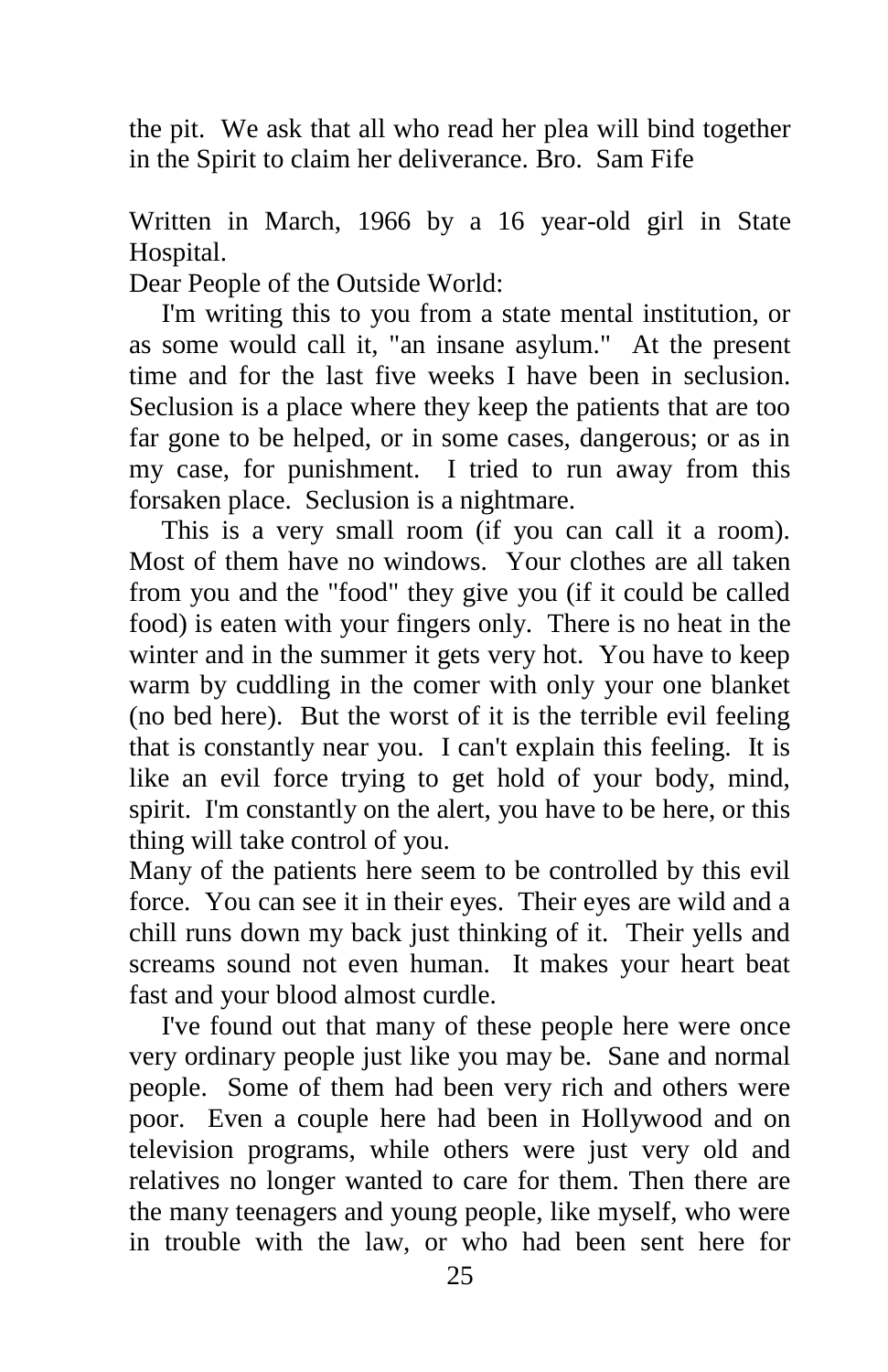the pit. We ask that all who read her plea will bind together in the Spirit to claim her deliverance. Bro. Sam Fife

Written in March, 1966 by a 16 year-old girl in State Hospital.

Dear People of the Outside World:

I'm writing this to you from a state mental institution, or as some would call it, "an insane asylum." At the present time and for the last five weeks I have been in seclusion. Seclusion is a place where they keep the patients that are too far gone to be helped, or in some cases, dangerous; or as in my case, for punishment. I tried to run away from this forsaken place. Seclusion is a nightmare.

This is a very small room (if you can call it a room). Most of them have no windows. Your clothes are all taken from you and the "food" they give you (if it could be called food) is eaten with your fingers only. There is no heat in the winter and in the summer it gets very hot. You have to keep warm by cuddling in the comer with only your one blanket (no bed here). But the worst of it is the terrible evil feeling that is constantly near you. I can't explain this feeling. It is like an evil force trying to get hold of your body, mind, spirit. I'm constantly on the alert, you have to be here, or this thing will take control of you.

Many of the patients here seem to be controlled by this evil force. You can see it in their eyes. Their eyes are wild and a chill runs down my back just thinking of it. Their yells and screams sound not even human. It makes your heart beat fast and your blood almost curdle.

I've found out that many of these people here were once very ordinary people just like you may be. Sane and normal people. Some of them had been very rich and others were poor. Even a couple here had been in Hollywood and on television programs, while others were just very old and relatives no longer wanted to care for them. Then there are the many teenagers and young people, like myself, who were in trouble with the law, or who had been sent here for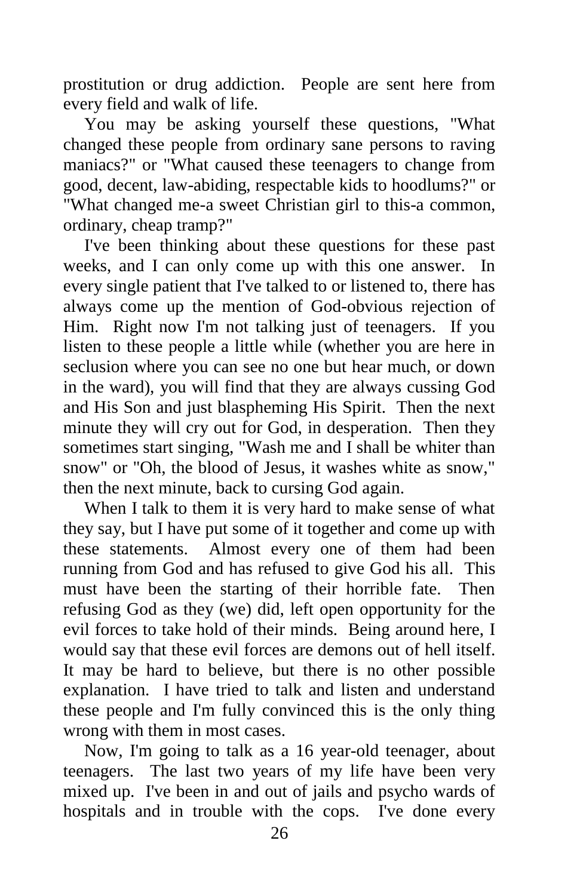prostitution or drug addiction. People are sent here from every field and walk of life.

You may be asking yourself these questions, "What changed these people from ordinary sane persons to raving maniacs?" or "What caused these teenagers to change from good, decent, law-abiding, respectable kids to hoodlums?" or "What changed me-a sweet Christian girl to this-a common, ordinary, cheap tramp?"

I've been thinking about these questions for these past weeks, and I can only come up with this one answer. In every single patient that I've talked to or listened to, there has always come up the mention of God-obvious rejection of Him. Right now I'm not talking just of teenagers. If you listen to these people a little while (whether you are here in seclusion where you can see no one but hear much, or down in the ward), you will find that they are always cussing God and His Son and just blaspheming His Spirit. Then the next minute they will cry out for God, in desperation. Then they sometimes start singing, "Wash me and I shall be whiter than snow" or "Oh, the blood of Jesus, it washes white as snow," then the next minute, back to cursing God again.

When I talk to them it is very hard to make sense of what they say, but I have put some of it together and come up with these statements. Almost every one of them had been running from God and has refused to give God his all. This must have been the starting of their horrible fate. Then refusing God as they (we) did, left open opportunity for the evil forces to take hold of their minds. Being around here, I would say that these evil forces are demons out of hell itself. It may be hard to believe, but there is no other possible explanation. I have tried to talk and listen and understand these people and I'm fully convinced this is the only thing wrong with them in most cases.

Now, I'm going to talk as a 16 year-old teenager, about teenagers. The last two years of my life have been very mixed up. I've been in and out of jails and psycho wards of hospitals and in trouble with the cops. I've done every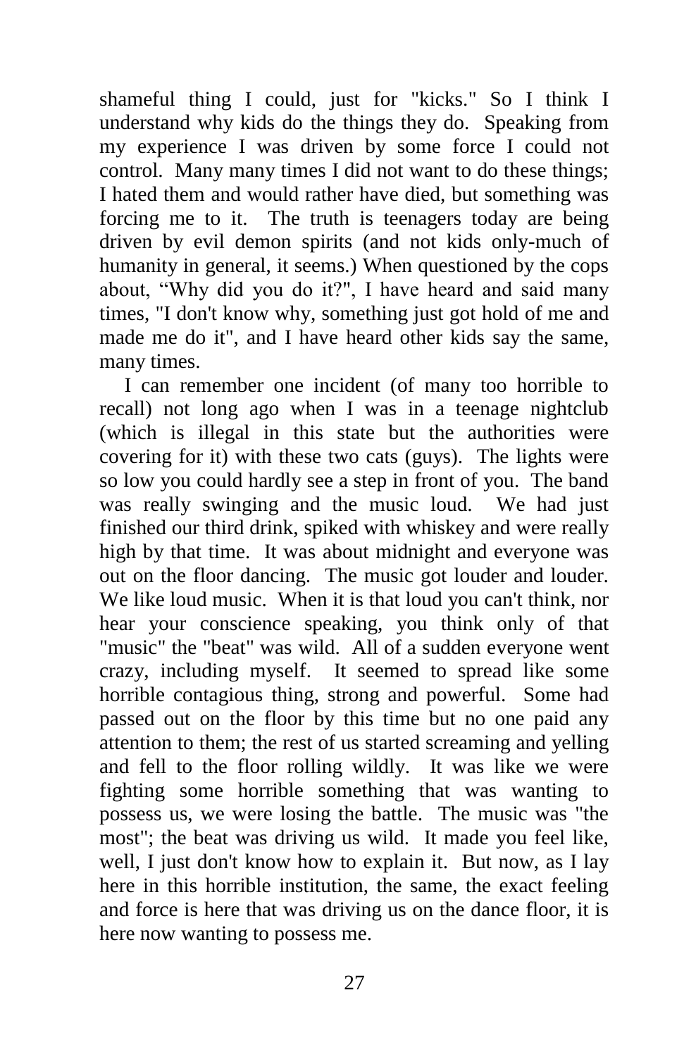shameful thing I could, just for "kicks." So I think I understand why kids do the things they do. Speaking from my experience I was driven by some force I could not control. Many many times I did not want to do these things; I hated them and would rather have died, but something was forcing me to it. The truth is teenagers today are being driven by evil demon spirits (and not kids only-much of humanity in general, it seems.) When questioned by the cops about, "Why did you do it?", I have heard and said many times, "I don't know why, something just got hold of me and made me do it", and I have heard other kids say the same, many times.

I can remember one incident (of many too horrible to recall) not long ago when I was in a teenage nightclub (which is illegal in this state but the authorities were covering for it) with these two cats (guys). The lights were so low you could hardly see a step in front of you. The band was really swinging and the music loud. We had just finished our third drink, spiked with whiskey and were really high by that time. It was about midnight and everyone was out on the floor dancing. The music got louder and louder. We like loud music. When it is that loud you can't think, nor hear your conscience speaking, you think only of that "music" the "beat" was wild. All of a sudden everyone went crazy, including myself. It seemed to spread like some horrible contagious thing, strong and powerful. Some had passed out on the floor by this time but no one paid any attention to them; the rest of us started screaming and yelling and fell to the floor rolling wildly. It was like we were fighting some horrible something that was wanting to possess us, we were losing the battle. The music was "the most"; the beat was driving us wild. It made you feel like, well, I just don't know how to explain it. But now, as I lay here in this horrible institution, the same, the exact feeling and force is here that was driving us on the dance floor, it is here now wanting to possess me.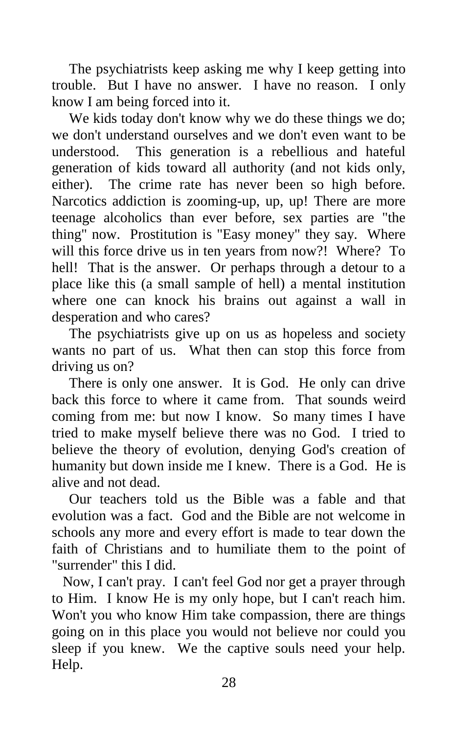The psychiatrists keep asking me why I keep getting into trouble. But I have no answer. I have no reason. I only know I am being forced into it.

We kids today don't know why we do these things we do; we don't understand ourselves and we don't even want to be understood. This generation is a rebellious and hateful generation of kids toward all authority (and not kids only, either). The crime rate has never been so high before. Narcotics addiction is zooming-up, up, up! There are more teenage alcoholics than ever before, sex parties are "the thing" now. Prostitution is "Easy money" they say. Where will this force drive us in ten years from now?! Where? To hell! That is the answer. Or perhaps through a detour to a place like this (a small sample of hell) a mental institution where one can knock his brains out against a wall in desperation and who cares?

The psychiatrists give up on us as hopeless and society wants no part of us. What then can stop this force from driving us on?

There is only one answer. It is God. He only can drive back this force to where it came from. That sounds weird coming from me: but now I know. So many times I have tried to make myself believe there was no God. I tried to believe the theory of evolution, denying God's creation of humanity but down inside me I knew. There is a God. He is alive and not dead.

Our teachers told us the Bible was a fable and that evolution was a fact. God and the Bible are not welcome in schools any more and every effort is made to tear down the faith of Christians and to humiliate them to the point of "surrender" this I did.

Now, I can't pray. I can't feel God nor get a prayer through to Him. I know He is my only hope, but I can't reach him. Won't you who know Him take compassion, there are things going on in this place you would not believe nor could you sleep if you knew. We the captive souls need your help. Help.